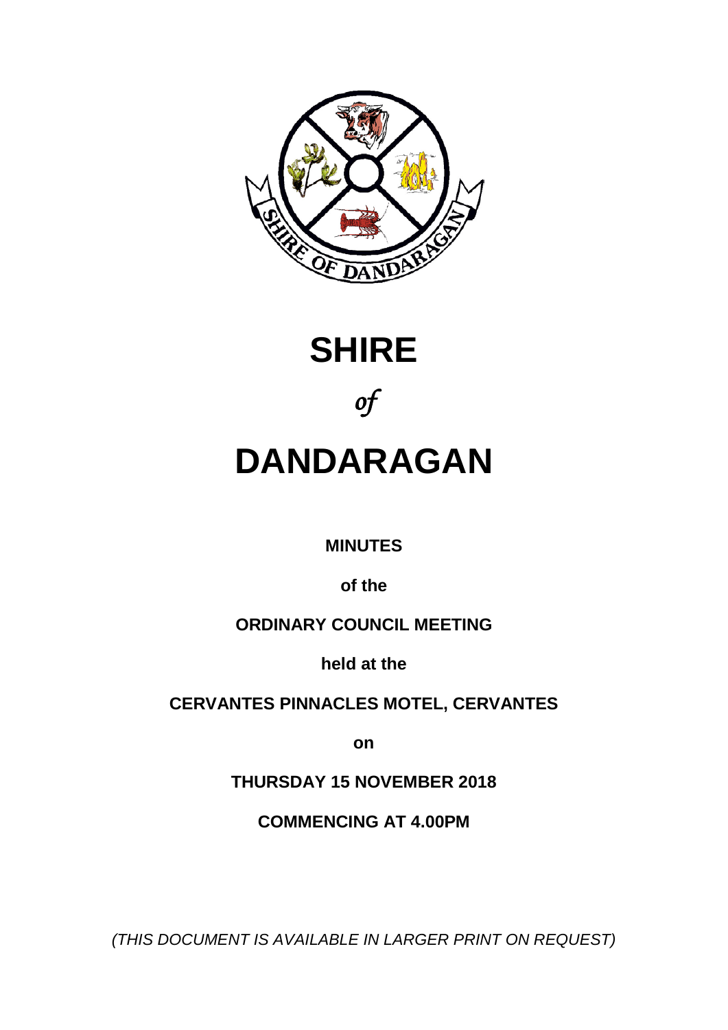# SHIRE

*of*

# DANDARAGAN

**MINUTES**

**of the**

**ORDINARY COUNCIL MEETING**

**held at the**

**CERVANTES PINNACLES MOTEL, CERVANTES**

**on**

**THURSDAY 15 NOVEMBER 2018**

**COMMENCING AT 4.00PM**

*(THIS DOCUMENT IS AVAILABLE IN LARGER PRINT ON REQUEST)*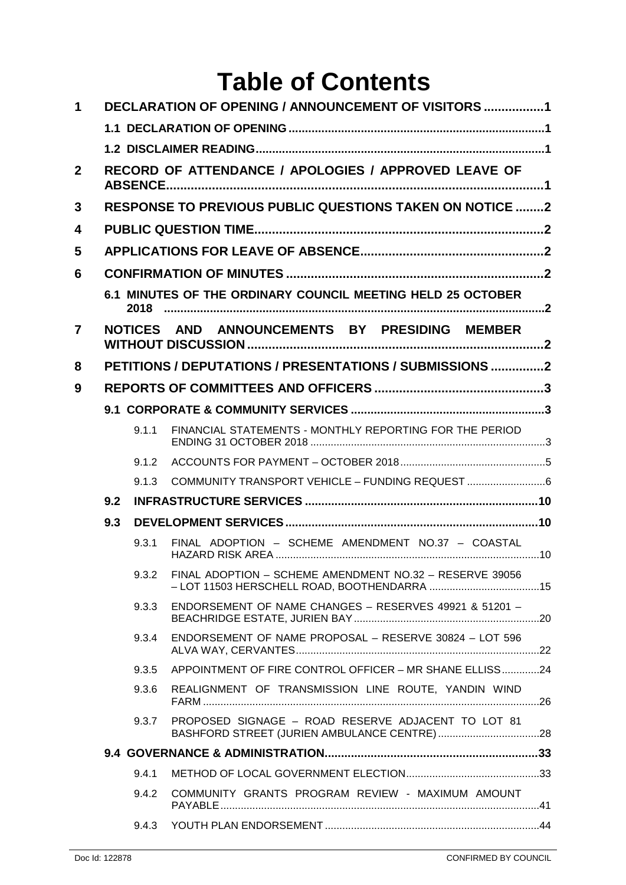# Table of Contents

1 DECLARATION OF OPENING / ANNOUNCEMENT OF VISITORS ................. 1

1.1 DECLARATION OF OPENING ................. 1

1.2 DISCLAIMER READING ................. 1

2 RECORD OF ATTENDANCE / APOLOGIES / APPROVED LEAVE OF ABSENCE ................. 1

3 RESPONSE TO PREVIOUS PUBLIC QUESTIONS TAKEN ON NOTICE ........ 2

4 PUBLIC QUESTION TIME ................. 2

5 APPLICATIONS FOR LEAVE OF ABSENCE ................. 2

6 CONFIRMATION OF MINUTES ................. 2

6.1 MINUTES OF THE ORDINARY COUNCIL MEETING HELD 25 OCTOBER 2018 ................. 2

7 NOTICES AND ANNOUNCEMENTS BY PRESIDING MEMBER WITHOUT DISCUSSION ................. 2

8 PETITIONS / DEPUTATIONS / PRESENTATIONS / SUBMISSIONS ............... 2

9 REPORTS OF COMMITTEES AND OFFICERS ................. 3

9.1 CORPORATE & COMMUNITY SERVICES ................. 3

9.1.1 FINANCIAL STATEMENTS - MONTHLY REPORTING FOR THE PERIOD ENDING 31 OCTOBER 2018 ................. 3

9.1.2 ACCOUNTS FOR PAYMENT – OCTOBER 2018 ................. 5

9.1.3 COMMUNITY TRANSPORT VEHICLE – FUNDING REQUEST ................. 6

9.2 INFRASTRUCTURE SERVICES ................. 10

9.3 DEVELOPMENT SERVICES ................. 10

9.3.1 FINAL ADOPTION – SCHEME AMENDMENT NO.37 – COASTAL HAZARD RISK AREA ................. 10

9.3.2 FINAL ADOPTION – SCHEME AMENDMENT NO.32 – RESERVE 39056 – LOT 11503 HERSCHELL ROAD, BOOTHENDARRA ................. 15

9.3.3 ENDORSEMENT OF NAME CHANGES – RESERVES 49921 & 51201 – BEACHRIDGE ESTATE, JURIEN BAY ................. 20

9.3.4 ENDORSEMENT OF NAME PROPOSAL – RESERVE 30824 – LOT 596 ALVA WAY, CERVANTES ................. 22

9.3.5 APPOINTMENT OF FIRE CONTROL OFFICER – MR SHANE ELLISS ............. 24

9.3.6 REALIGNMENT OF TRANSMISSION LINE ROUTE, YANDIN WIND FARM ................. 26

9.3.7 PROPOSED SIGNAGE – ROAD RESERVE ADJACENT TO LOT 81 BASHFORD STREET (JURIEN AMBULANCE CENTRE) ................. 28

9.4 GOVERNANCE & ADMINISTRATION ................. 33

9.4.1 METHOD OF LOCAL GOVERNMENT ELECTION ................. 33

9.4.2 COMMUNITY GRANTS PROGRAM REVIEW - MAXIMUM AMOUNT PAYABLE ................. 41

9.4.3 YOUTH PLAN ENDORSEMENT ................. 44

Doc Id: 122878 CONFIRMED BY COUNCIL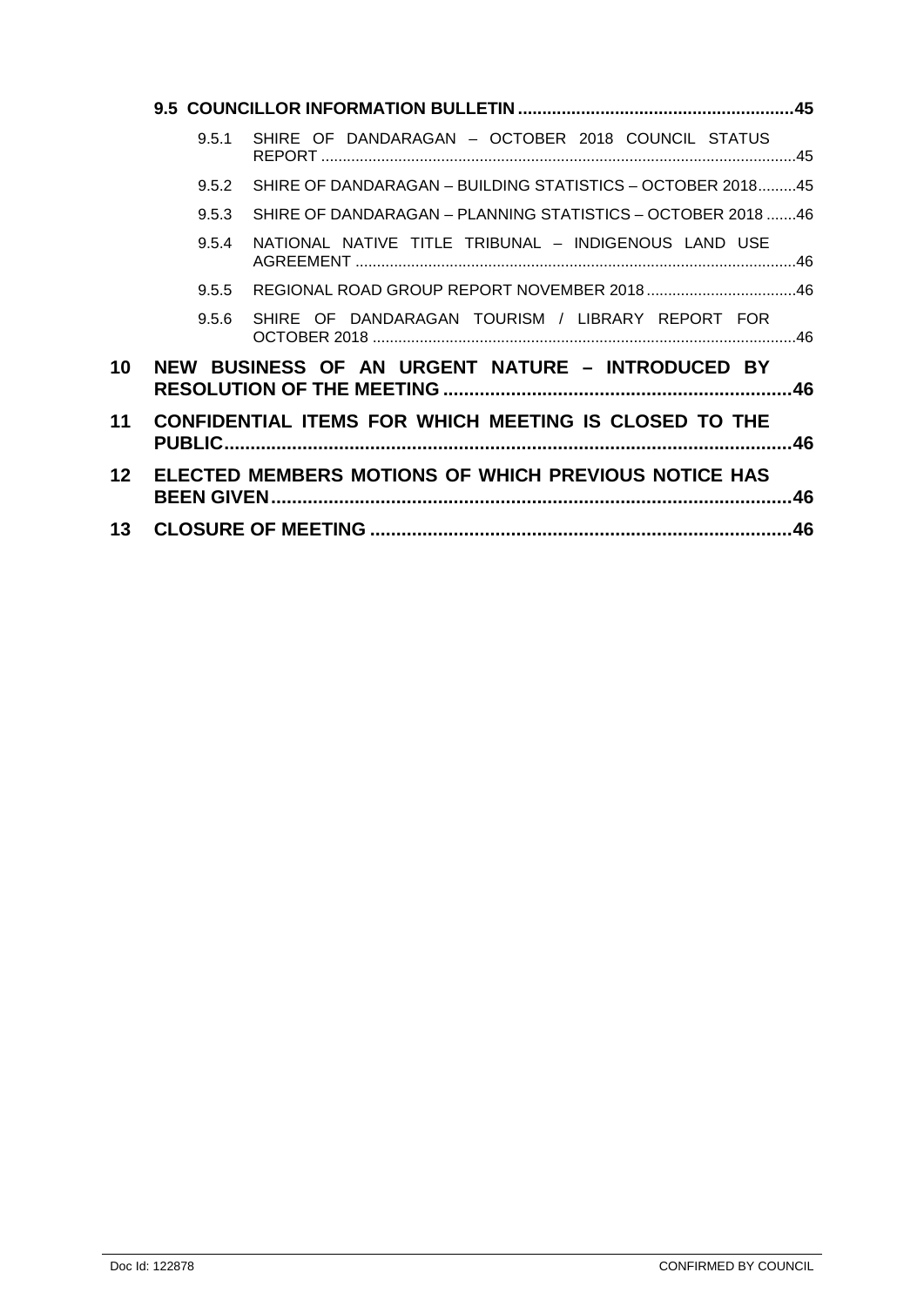**9.5 COUNCILLOR INFORMATION BULLETIN ........................................................45**

9.5.1 SHIRE OF DANDARAGAN – OCTOBER 2018 COUNCIL STATUS REPORT ..........................................................................................................45

9.5.2 SHIRE OF DANDARAGAN – BUILDING STATISTICS – OCTOBER 2018.........45

9.5.3 SHIRE OF DANDARAGAN – PLANNING STATISTICS – OCTOBER 2018 .......46

9.5.4 NATIONAL NATIVE TITLE TRIBUNAL – INDIGENOUS LAND USE AGREEMENT ......................................................................................................46

9.5.5 REGIONAL ROAD GROUP REPORT NOVEMBER 2018 ..................................46

9.5.6 SHIRE OF DANDARAGAN TOURISM / LIBRARY REPORT FOR OCTOBER 2018 ..................................................................................................46

**10 NEW BUSINESS OF AN URGENT NATURE – INTRODUCED BY RESOLUTION OF THE MEETING ..................................................................46**

**11 CONFIDENTIAL ITEMS FOR WHICH MEETING IS CLOSED TO THE PUBLIC.............................................................................................................46**

**12 ELECTED MEMBERS MOTIONS OF WHICH PREVIOUS NOTICE HAS BEEN GIVEN...................................................................................................46**

**13 CLOSURE OF MEETING .................................................................................46**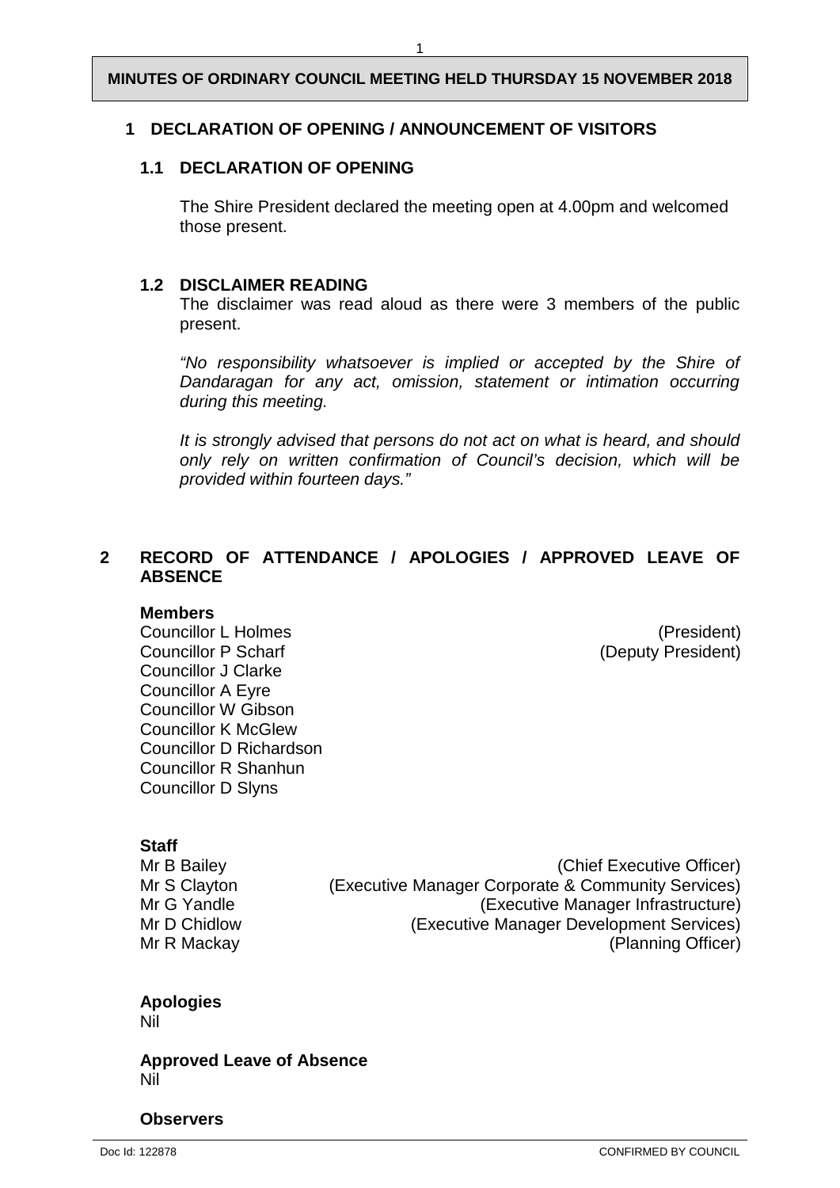**MINUTES OF ORDINARY COUNCIL MEETING HELD THURSDAY 15 NOVEMBER 2018**

## 1 DECLARATION OF OPENING / ANNOUNCEMENT OF VISITORS

### 1.1 DECLARATION OF OPENING

The Shire President declared the meeting open at 4.00pm and welcomed those present.

### 1.2 DISCLAIMER READING

The disclaimer was read aloud as there were 3 members of the public present.

*"No responsibility whatsoever is implied or accepted by the Shire of Dandaragan for any act, omission, statement or intimation occurring during this meeting.*

*It is strongly advised that persons do not act on what is heard, and should only rely on written confirmation of Council's decision, which will be provided within fourteen days."*

## 2 RECORD OF ATTENDANCE / APOLOGIES / APPROVED LEAVE OF ABSENCE

**Members**

Councillor L Holmes (President)
Councillor P Scharf (Deputy President)
Councillor J Clarke
Councillor A Eyre
Councillor W Gibson
Councillor K McGlew
Councillor D Richardson
Councillor R Shanhun
Councillor D Slyns

**Staff**

Mr B Bailey (Chief Executive Officer)
Mr S Clayton (Executive Manager Corporate & Community Services)
Mr G Yandle (Executive Manager Infrastructure)
Mr D Chidlow (Executive Manager Development Services)
Mr R Mackay (Planning Officer)

**Apologies**
Nil

**Approved Leave of Absence**
Nil

**Observers**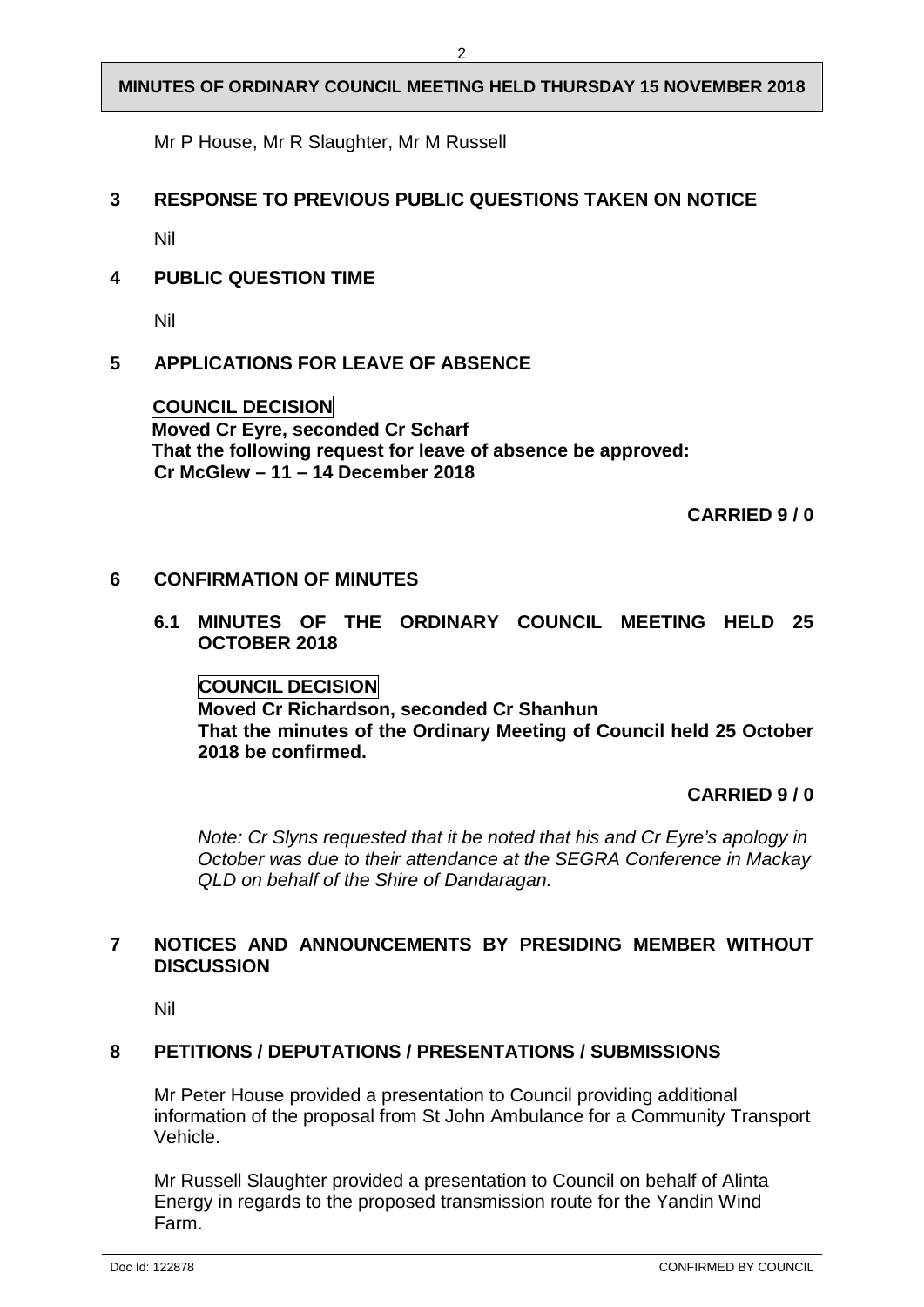Mr P House, Mr R Slaughter, Mr M Russell

## 3 RESPONSE TO PREVIOUS PUBLIC QUESTIONS TAKEN ON NOTICE

Nil

## 4 PUBLIC QUESTION TIME

Nil

## 5 APPLICATIONS FOR LEAVE OF ABSENCE

**COUNCIL DECISION**
**Moved Cr Eyre, seconded Cr Scharf**
**That the following request for leave of absence be approved:**
**Cr McGlew – 11 – 14 December 2018**

**CARRIED 9 / 0**

## 6 CONFIRMATION OF MINUTES

### 6.1 MINUTES OF THE ORDINARY COUNCIL MEETING HELD 25 OCTOBER 2018

**COUNCIL DECISION**
**Moved Cr Richardson, seconded Cr Shanhun**
**That the minutes of the Ordinary Meeting of Council held 25 October 2018 be confirmed.**

**CARRIED 9 / 0**

*Note: Cr Slyns requested that it be noted that his and Cr Eyre's apology in October was due to their attendance at the SEGRA Conference in Mackay QLD on behalf of the Shire of Dandaragan.*

## 7 NOTICES AND ANNOUNCEMENTS BY PRESIDING MEMBER WITHOUT DISCUSSION

Nil

## 8 PETITIONS / DEPUTATIONS / PRESENTATIONS / SUBMISSIONS

Mr Peter House provided a presentation to Council providing additional information of the proposal from St John Ambulance for a Community Transport Vehicle.

Mr Russell Slaughter provided a presentation to Council on behalf of Alinta Energy in regards to the proposed transmission route for the Yandin Wind Farm.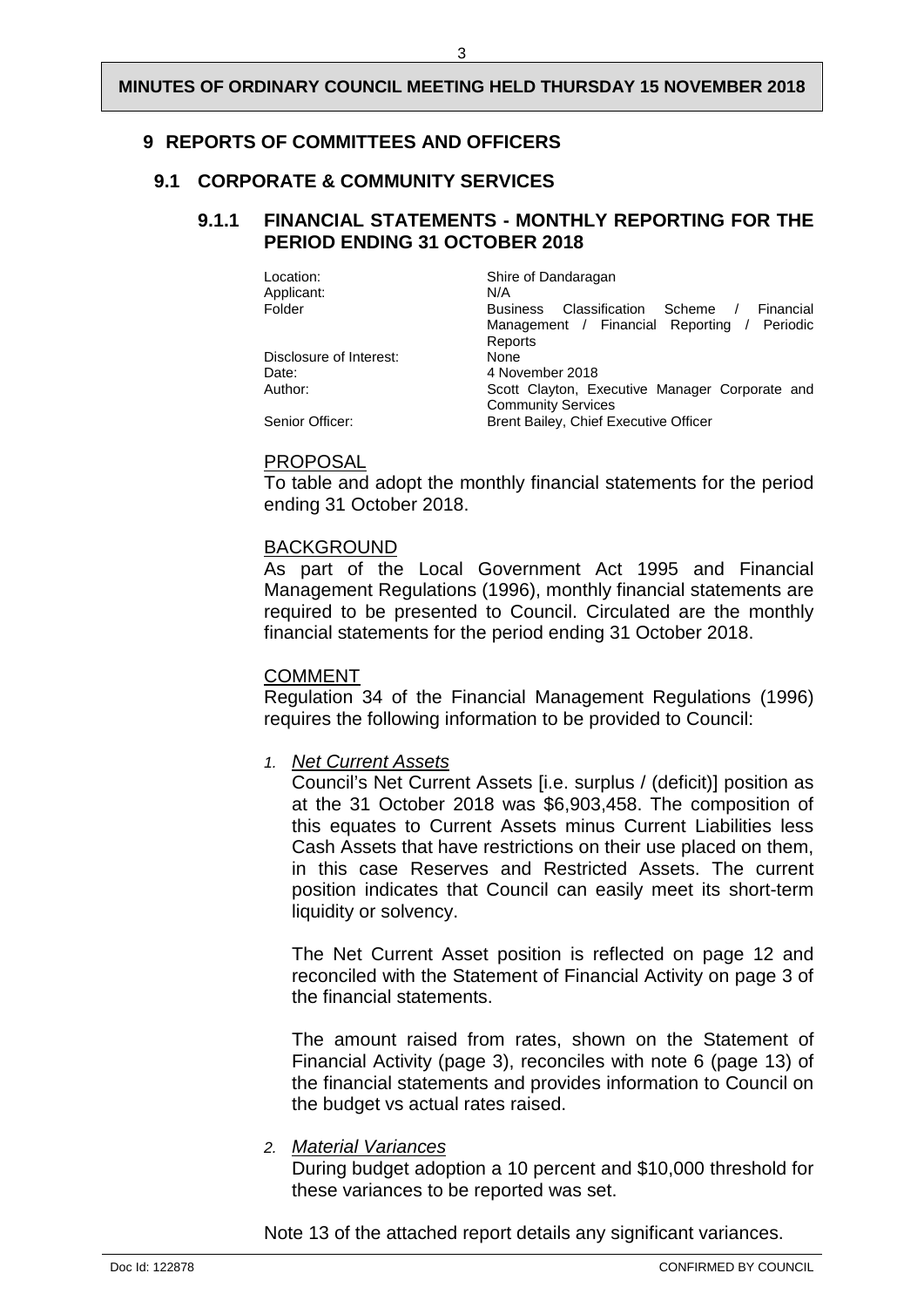## 9 REPORTS OF COMMITTEES AND OFFICERS

### 9.1 CORPORATE & COMMUNITY SERVICES

#### 9.1.1 FINANCIAL STATEMENTS - MONTHLY REPORTING FOR THE PERIOD ENDING 31 OCTOBER 2018

| | |
|---|---|
| Location: | Shire of Dandaragan |
| Applicant: | N/A |
| Folder | Business Classification Scheme / Financial Management / Financial Reporting / Periodic Reports |
| Disclosure of Interest: | None |
| Date: | 4 November 2018 |
| Author: | Scott Clayton, Executive Manager Corporate and Community Services |
| Senior Officer: | Brent Bailey, Chief Executive Officer |

PROPOSAL

To table and adopt the monthly financial statements for the period ending 31 October 2018.

BACKGROUND

As part of the Local Government Act 1995 and Financial Management Regulations (1996), monthly financial statements are required to be presented to Council. Circulated are the monthly financial statements for the period ending 31 October 2018.

COMMENT

Regulation 34 of the Financial Management Regulations (1996) requires the following information to be provided to Council:

1. *Net Current Assets*

   Council's Net Current Assets [i.e. surplus / (deficit)] position as at the 31 October 2018 was $6,903,458. The composition of this equates to Current Assets minus Current Liabilities less Cash Assets that have restrictions on their use placed on them, in this case Reserves and Restricted Assets. The current position indicates that Council can easily meet its short-term liquidity or solvency.

   The Net Current Asset position is reflected on page 12 and reconciled with the Statement of Financial Activity on page 3 of the financial statements.

   The amount raised from rates, shown on the Statement of Financial Activity (page 3), reconciles with note 6 (page 13) of the financial statements and provides information to Council on the budget vs actual rates raised.

2. *Material Variances*

   During budget adoption a 10 percent and $10,000 threshold for these variances to be reported was set.

Note 13 of the attached report details any significant variances.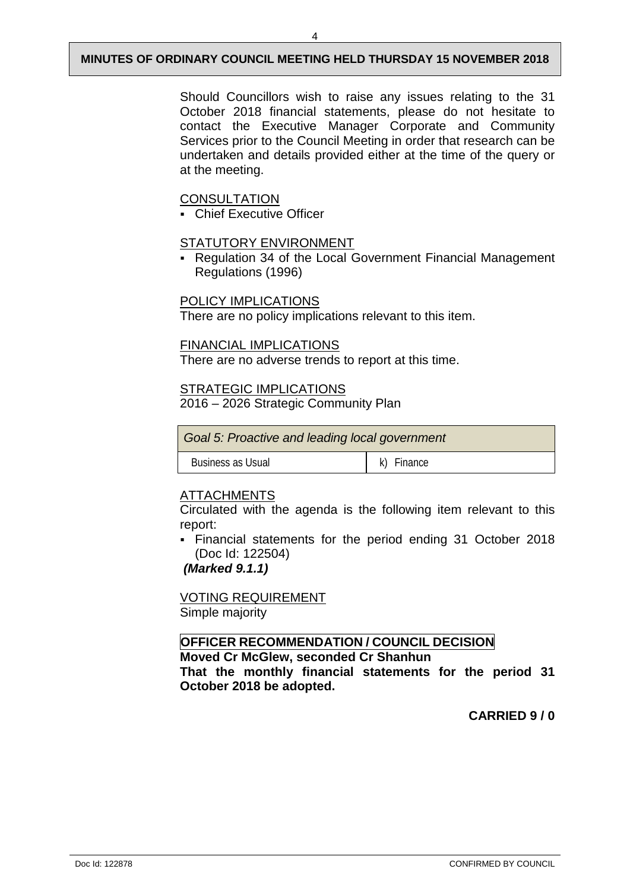Should Councillors wish to raise any issues relating to the 31 October 2018 financial statements, please do not hesitate to contact the Executive Manager Corporate and Community Services prior to the Council Meeting in order that research can be undertaken and details provided either at the time of the query or at the meeting.

CONSULTATION

- Chief Executive Officer

STATUTORY ENVIRONMENT

- Regulation 34 of the Local Government Financial Management Regulations (1996)

POLICY IMPLICATIONS

There are no policy implications relevant to this item.

FINANCIAL IMPLICATIONS

There are no adverse trends to report at this time.

STRATEGIC IMPLICATIONS

2016 – 2026 Strategic Community Plan

| *Goal 5: Proactive and leading local government* | |
|---|---|
| Business as Usual | k) Finance |

ATTACHMENTS

Circulated with the agenda is the following item relevant to this report:

- Financial statements for the period ending 31 October 2018 (Doc Id: 122504)

***(Marked 9.1.1)***

VOTING REQUIREMENT

Simple majority

**OFFICER RECOMMENDATION / COUNCIL DECISION**

**Moved Cr McGlew, seconded Cr Shanhun**

**That the monthly financial statements for the period 31 October 2018 be adopted.**

**CARRIED 9 / 0**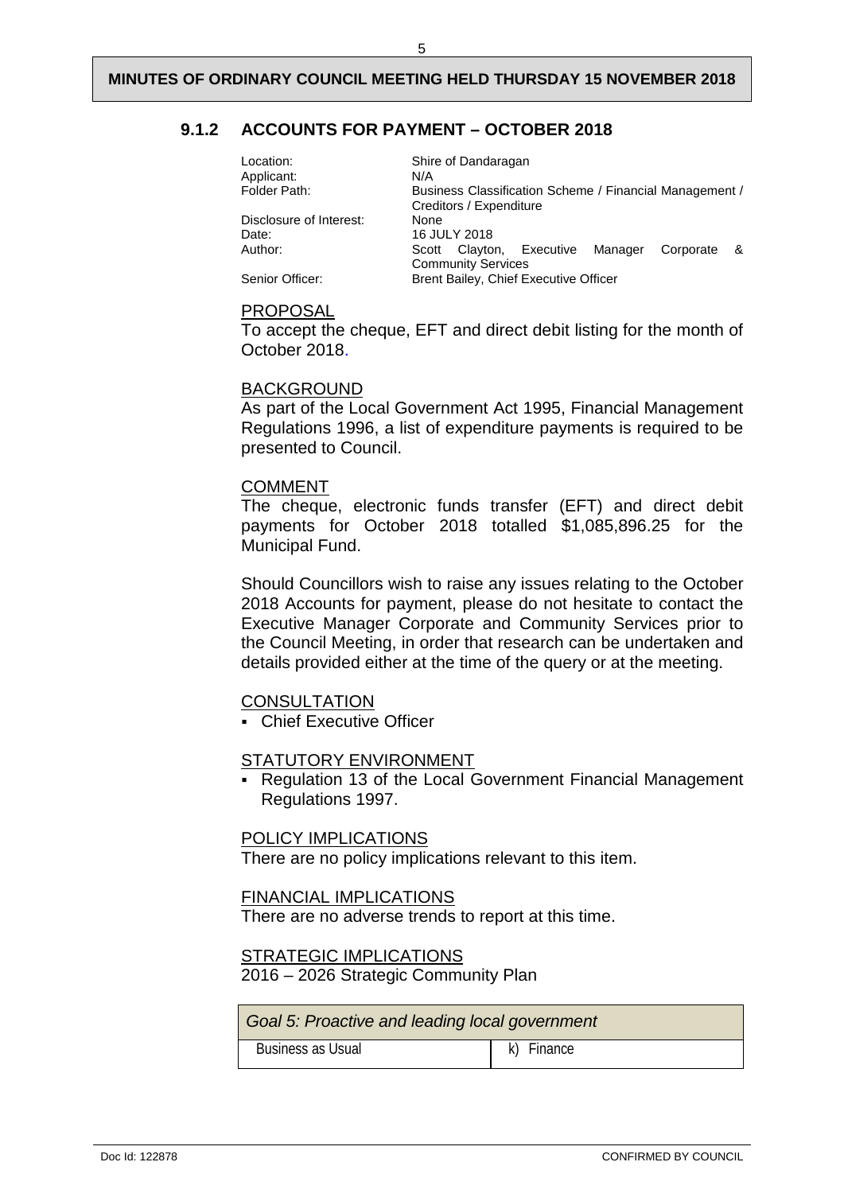## 9.1.2 ACCOUNTS FOR PAYMENT – OCTOBER 2018

| | |
|---|---|
| Location: | Shire of Dandaragan |
| Applicant: | N/A |
| Folder Path: | Business Classification Scheme / Financial Management / Creditors / Expenditure |
| Disclosure of Interest: | None |
| Date: | 16 JULY 2018 |
| Author: | Scott Clayton, Executive Manager Corporate & Community Services |
| Senior Officer: | Brent Bailey, Chief Executive Officer |

PROPOSAL

To accept the cheque, EFT and direct debit listing for the month of October 2018.

BACKGROUND

As part of the Local Government Act 1995, Financial Management Regulations 1996, a list of expenditure payments is required to be presented to Council.

COMMENT

The cheque, electronic funds transfer (EFT) and direct debit payments for October 2018 totalled $1,085,896.25 for the Municipal Fund.

Should Councillors wish to raise any issues relating to the October 2018 Accounts for payment, please do not hesitate to contact the Executive Manager Corporate and Community Services prior to the Council Meeting, in order that research can be undertaken and details provided either at the time of the query or at the meeting.

CONSULTATION

- Chief Executive Officer

STATUTORY ENVIRONMENT

- Regulation 13 of the Local Government Financial Management Regulations 1997.

POLICY IMPLICATIONS

There are no policy implications relevant to this item.

FINANCIAL IMPLICATIONS

There are no adverse trends to report at this time.

STRATEGIC IMPLICATIONS

2016 – 2026 Strategic Community Plan

| *Goal 5: Proactive and leading local government* | |
|---|---|
| Business as Usual | k) Finance |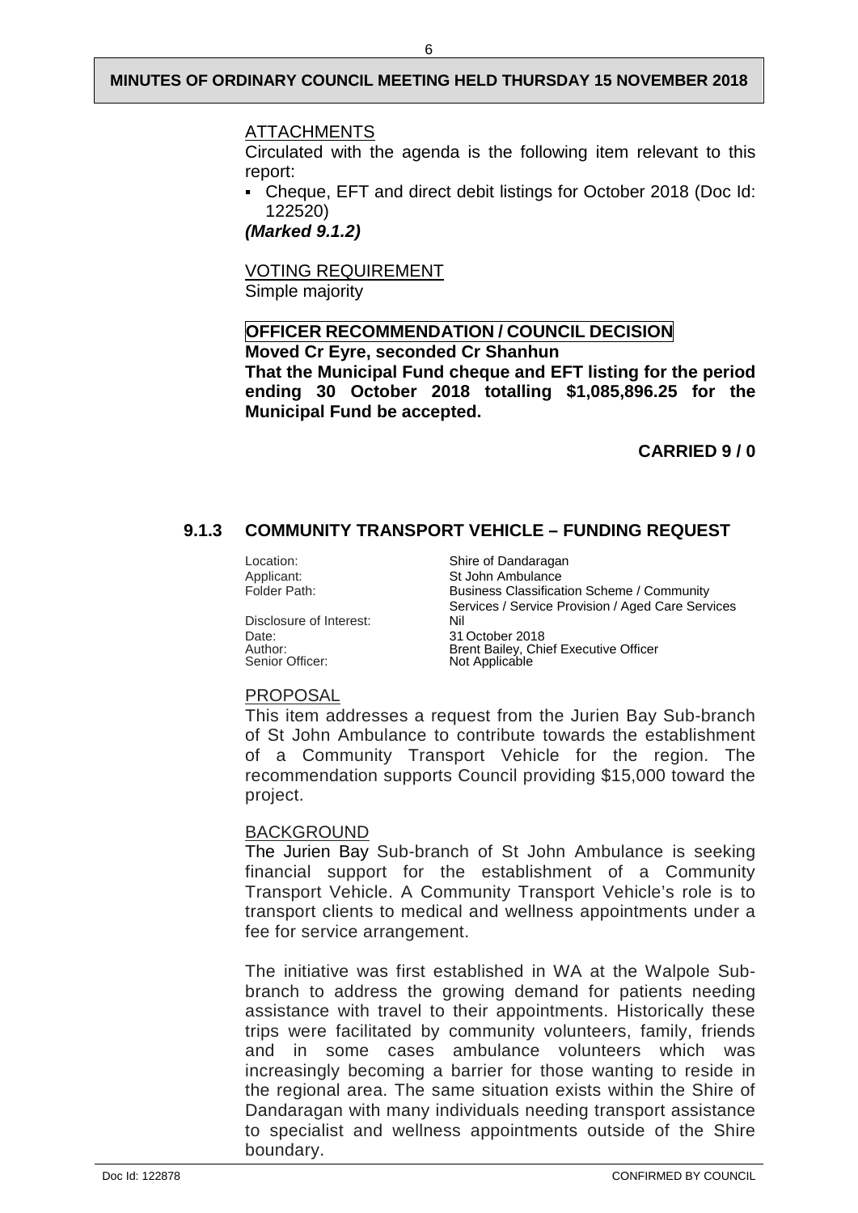ATTACHMENTS

Circulated with the agenda is the following item relevant to this report:

- Cheque, EFT and direct debit listings for October 2018 (Doc Id: 122520)

***(Marked 9.1.2)***

VOTING REQUIREMENT

Simple majority

**OFFICER RECOMMENDATION / COUNCIL DECISION**

**Moved Cr Eyre, seconded Cr Shanhun**

**That the Municipal Fund cheque and EFT listing for the period ending 30 October 2018 totalling $1,085,896.25 for the Municipal Fund be accepted.**

**CARRIED 9 / 0**

### 9.1.3 COMMUNITY TRANSPORT VEHICLE – FUNDING REQUEST

Location: Shire of Dandaragan
Applicant: St John Ambulance
Folder Path: Business Classification Scheme / Community Services / Service Provision / Aged Care Services
Disclosure of Interest: Nil
Date: 31 October 2018
Author: Brent Bailey, Chief Executive Officer
Senior Officer: Not Applicable

PROPOSAL

This item addresses a request from the Jurien Bay Sub-branch of St John Ambulance to contribute towards the establishment of a Community Transport Vehicle for the region. The recommendation supports Council providing $15,000 toward the project.

BACKGROUND

The Jurien Bay Sub-branch of St John Ambulance is seeking financial support for the establishment of a Community Transport Vehicle. A Community Transport Vehicle's role is to transport clients to medical and wellness appointments under a fee for service arrangement.

The initiative was first established in WA at the Walpole Sub-branch to address the growing demand for patients needing assistance with travel to their appointments. Historically these trips were facilitated by community volunteers, family, friends and in some cases ambulance volunteers which was increasingly becoming a barrier for those wanting to reside in the regional area. The same situation exists within the Shire of Dandaragan with many individuals needing transport assistance to specialist and wellness appointments outside of the Shire boundary.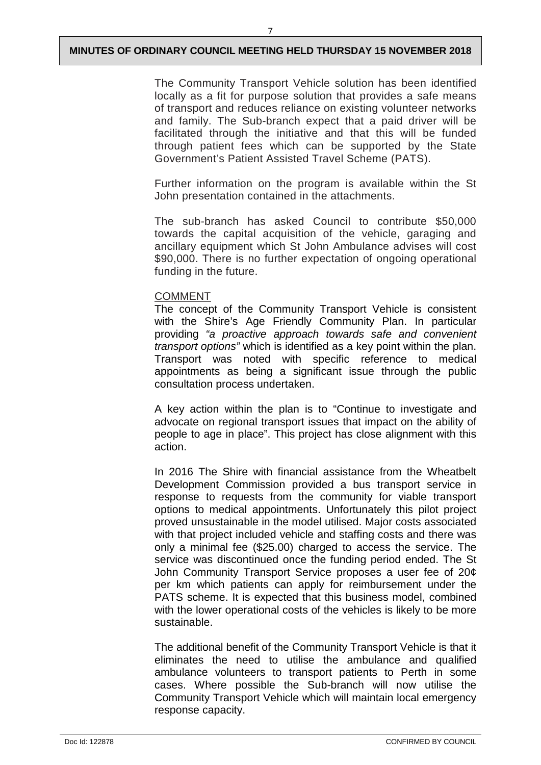The Community Transport Vehicle solution has been identified locally as a fit for purpose solution that provides a safe means of transport and reduces reliance on existing volunteer networks and family. The Sub-branch expect that a paid driver will be facilitated through the initiative and that this will be funded through patient fees which can be supported by the State Government's Patient Assisted Travel Scheme (PATS).

Further information on the program is available within the St John presentation contained in the attachments.

The sub-branch has asked Council to contribute $50,000 towards the capital acquisition of the vehicle, garaging and ancillary equipment which St John Ambulance advises will cost $90,000. There is no further expectation of ongoing operational funding in the future.

COMMENT

The concept of the Community Transport Vehicle is consistent with the Shire's Age Friendly Community Plan. In particular providing *"a proactive approach towards safe and convenient transport options"* which is identified as a key point within the plan. Transport was noted with specific reference to medical appointments as being a significant issue through the public consultation process undertaken.

A key action within the plan is to "Continue to investigate and advocate on regional transport issues that impact on the ability of people to age in place". This project has close alignment with this action.

In 2016 The Shire with financial assistance from the Wheatbelt Development Commission provided a bus transport service in response to requests from the community for viable transport options to medical appointments. Unfortunately this pilot project proved unsustainable in the model utilised. Major costs associated with that project included vehicle and staffing costs and there was only a minimal fee ($25.00) charged to access the service. The service was discontinued once the funding period ended. The St John Community Transport Service proposes a user fee of 20¢ per km which patients can apply for reimbursement under the PATS scheme. It is expected that this business model, combined with the lower operational costs of the vehicles is likely to be more sustainable.

The additional benefit of the Community Transport Vehicle is that it eliminates the need to utilise the ambulance and qualified ambulance volunteers to transport patients to Perth in some cases. Where possible the Sub-branch will now utilise the Community Transport Vehicle which will maintain local emergency response capacity.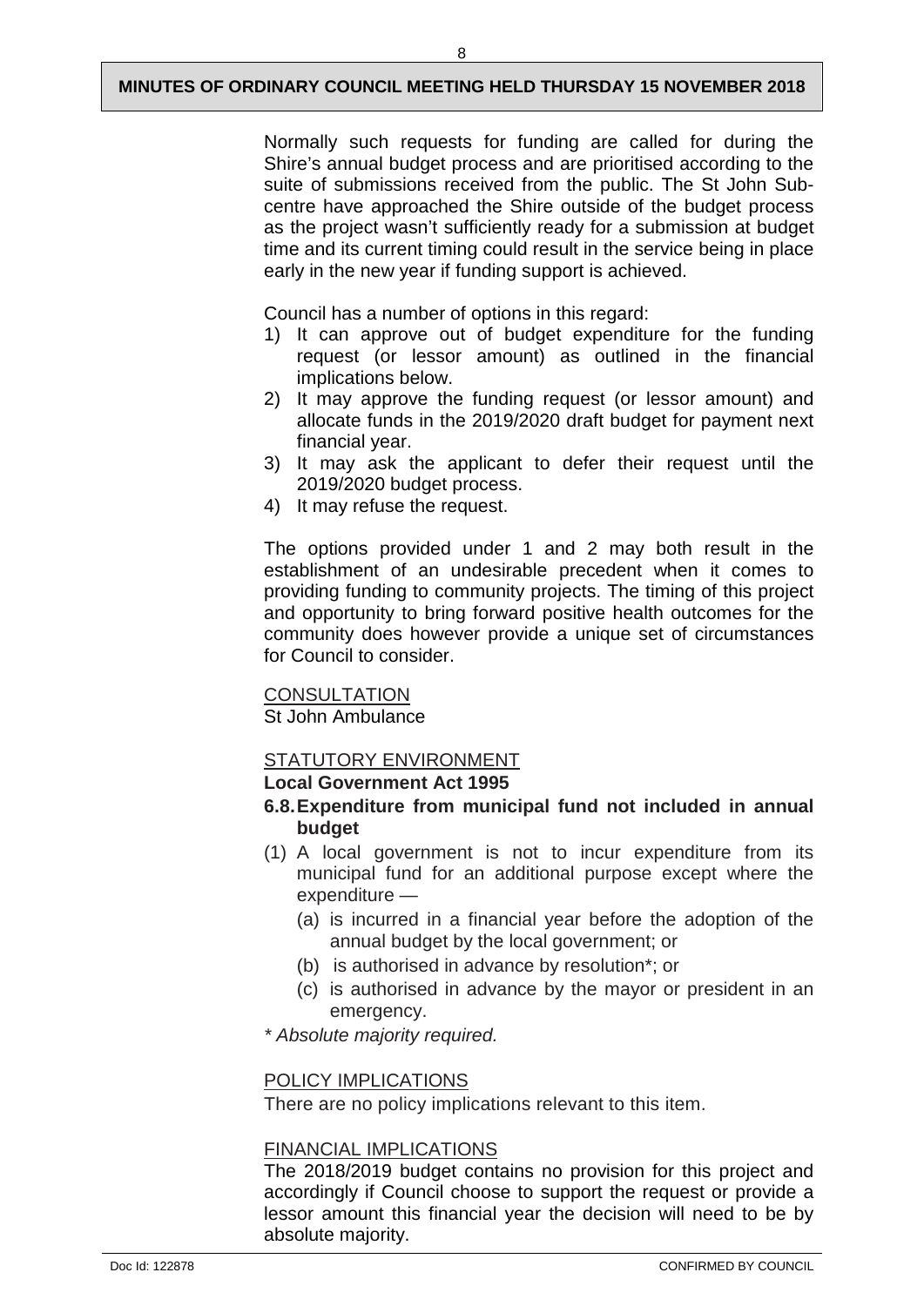Normally such requests for funding are called for during the Shire's annual budget process and are prioritised according to the suite of submissions received from the public. The St John Sub-centre have approached the Shire outside of the budget process as the project wasn't sufficiently ready for a submission at budget time and its current timing could result in the service being in place early in the new year if funding support is achieved.

Council has a number of options in this regard:

1) It can approve out of budget expenditure for the funding request (or lessor amount) as outlined in the financial implications below.
2) It may approve the funding request (or lessor amount) and allocate funds in the 2019/2020 draft budget for payment next financial year.
3) It may ask the applicant to defer their request until the 2019/2020 budget process.
4) It may refuse the request.

The options provided under 1 and 2 may both result in the establishment of an undesirable precedent when it comes to providing funding to community projects. The timing of this project and opportunity to bring forward positive health outcomes for the community does however provide a unique set of circumstances for Council to consider.

CONSULTATION

St John Ambulance

STATUTORY ENVIRONMENT

**Local Government Act 1995**

**6.8. Expenditure from municipal fund not included in annual budget**

(1) A local government is not to incur expenditure from its municipal fund for an additional purpose except where the expenditure —
   (a) is incurred in a financial year before the adoption of the annual budget by the local government; or
   (b) is authorised in advance by resolution*; or
   (c) is authorised in advance by the mayor or president in an emergency.

*\* Absolute majority required.*

POLICY IMPLICATIONS

There are no policy implications relevant to this item.

FINANCIAL IMPLICATIONS

The 2018/2019 budget contains no provision for this project and accordingly if Council choose to support the request or provide a lessor amount this financial year the decision will need to be by absolute majority.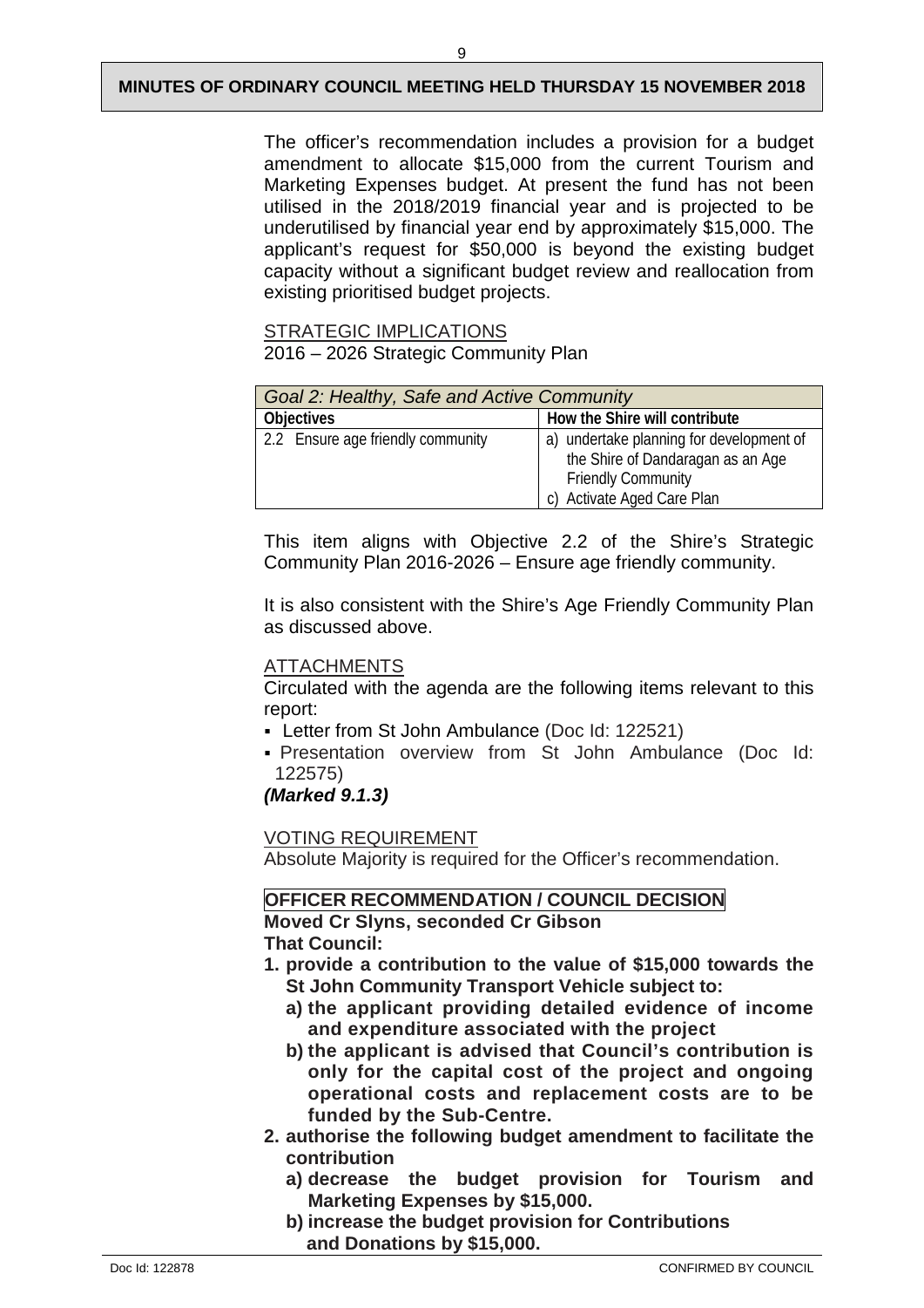The officer's recommendation includes a provision for a budget amendment to allocate $15,000 from the current Tourism and Marketing Expenses budget. At present the fund has not been utilised in the 2018/2019 financial year and is projected to be underutilised by financial year end by approximately $15,000. The applicant's request for $50,000 is beyond the existing budget capacity without a significant budget review and reallocation from existing prioritised budget projects.

STRATEGIC IMPLICATIONS
2016 – 2026 Strategic Community Plan

| *Goal 2: Healthy, Safe and Active Community* | |
|---|---|
| **Objectives** | **How the Shire will contribute** |
| 2.2 Ensure age friendly community | a) undertake planning for development of the Shire of Dandaragan as an Age Friendly Community<br>c) Activate Aged Care Plan |

This item aligns with Objective 2.2 of the Shire's Strategic Community Plan 2016-2026 – Ensure age friendly community.

It is also consistent with the Shire's Age Friendly Community Plan as discussed above.

ATTACHMENTS
Circulated with the agenda are the following items relevant to this report:

- Letter from St John Ambulance (Doc Id: 122521)
- Presentation overview from St John Ambulance (Doc Id: 122575)

***(Marked 9.1.3)***

VOTING REQUIREMENT
Absolute Majority is required for the Officer's recommendation.

**OFFICER RECOMMENDATION / COUNCIL DECISION**
**Moved Cr Slyns, seconded Cr Gibson**
**That Council:**

1. **provide a contribution to the value of $15,000 towards the St John Community Transport Vehicle subject to:**
   a) **the applicant providing detailed evidence of income and expenditure associated with the project**
   b) **the applicant is advised that Council's contribution is only for the capital cost of the project and ongoing operational costs and replacement costs are to be funded by the Sub-Centre.**
2. **authorise the following budget amendment to facilitate the contribution**
   a) **decrease the budget provision for Tourism and Marketing Expenses by $15,000.**
   b) **increase the budget provision for Contributions and Donations by $15,000.**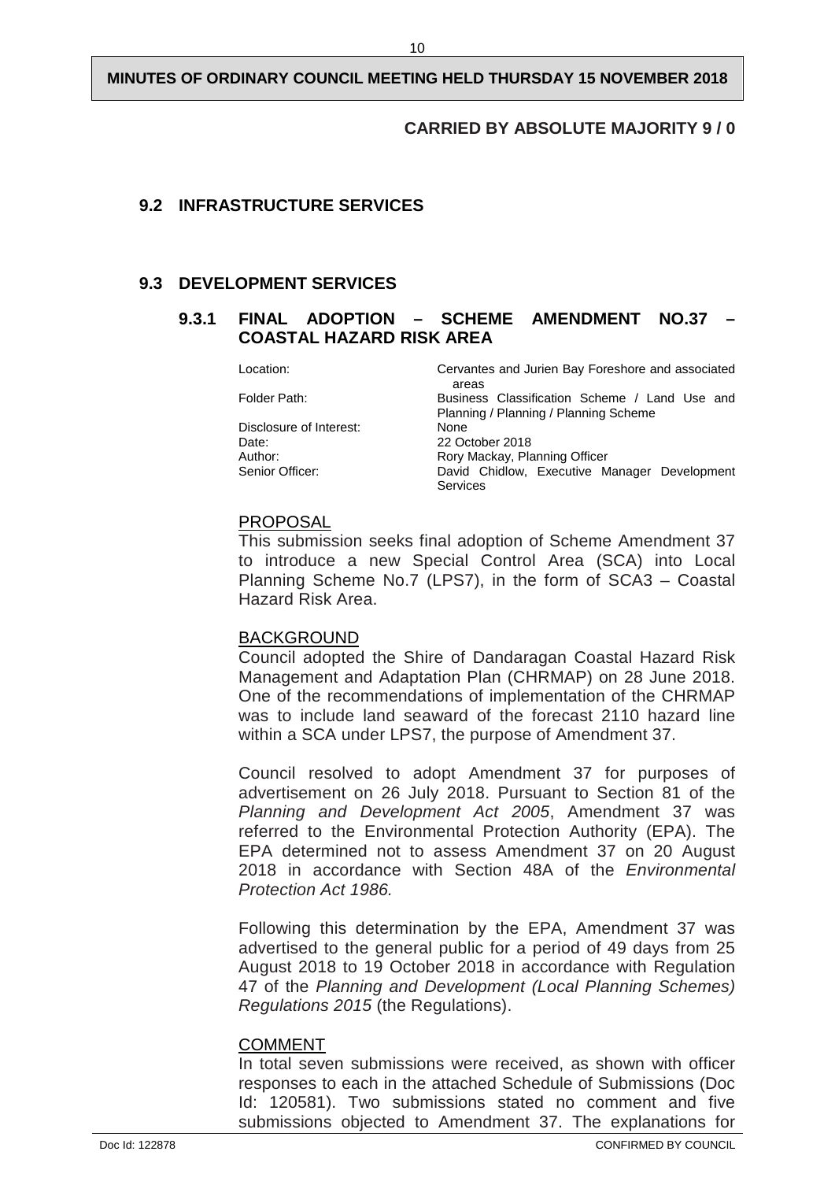**CARRIED BY ABSOLUTE MAJORITY 9 / 0**

## 9.2 INFRASTRUCTURE SERVICES

## 9.3 DEVELOPMENT SERVICES

### 9.3.1 FINAL ADOPTION – SCHEME AMENDMENT NO.37 – COASTAL HAZARD RISK AREA

| | |
|---|---|
| Location: | Cervantes and Jurien Bay Foreshore and associated areas |
| Folder Path: | Business Classification Scheme / Land Use and Planning / Planning / Planning Scheme |
| Disclosure of Interest: | None |
| Date: | 22 October 2018 |
| Author: | Rory Mackay, Planning Officer |
| Senior Officer: | David Chidlow, Executive Manager Development Services |

PROPOSAL

This submission seeks final adoption of Scheme Amendment 37 to introduce a new Special Control Area (SCA) into Local Planning Scheme No.7 (LPS7), in the form of SCA3 – Coastal Hazard Risk Area.

BACKGROUND

Council adopted the Shire of Dandaragan Coastal Hazard Risk Management and Adaptation Plan (CHRMAP) on 28 June 2018. One of the recommendations of implementation of the CHRMAP was to include land seaward of the forecast 2110 hazard line within a SCA under LPS7, the purpose of Amendment 37.

Council resolved to adopt Amendment 37 for purposes of advertisement on 26 July 2018. Pursuant to Section 81 of the *Planning and Development Act 2005*, Amendment 37 was referred to the Environmental Protection Authority (EPA). The EPA determined not to assess Amendment 37 on 20 August 2018 in accordance with Section 48A of the *Environmental Protection Act 1986.*

Following this determination by the EPA, Amendment 37 was advertised to the general public for a period of 49 days from 25 August 2018 to 19 October 2018 in accordance with Regulation 47 of the *Planning and Development (Local Planning Schemes) Regulations 2015* (the Regulations).

COMMENT

In total seven submissions were received, as shown with officer responses to each in the attached Schedule of Submissions (Doc Id: 120581). Two submissions stated no comment and five submissions objected to Amendment 37. The explanations for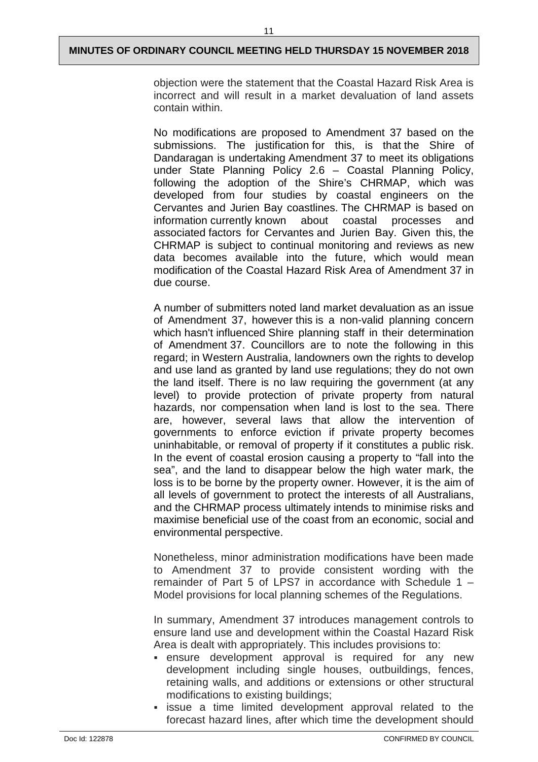objection were the statement that the Coastal Hazard Risk Area is incorrect and will result in a market devaluation of land assets contain within.

No modifications are proposed to Amendment 37 based on the submissions. The justification for this, is that the Shire of Dandaragan is undertaking Amendment 37 to meet its obligations under State Planning Policy 2.6 – Coastal Planning Policy, following the adoption of the Shire's CHRMAP, which was developed from four studies by coastal engineers on the Cervantes and Jurien Bay coastlines. The CHRMAP is based on information currently known about coastal processes and associated factors for Cervantes and Jurien Bay. Given this, the CHRMAP is subject to continual monitoring and reviews as new data becomes available into the future, which would mean modification of the Coastal Hazard Risk Area of Amendment 37 in due course.

A number of submitters noted land market devaluation as an issue of Amendment 37, however this is a non-valid planning concern which hasn't influenced Shire planning staff in their determination of Amendment 37. Councillors are to note the following in this regard; in Western Australia, landowners own the rights to develop and use land as granted by land use regulations; they do not own the land itself. There is no law requiring the government (at any level) to provide protection of private property from natural hazards, nor compensation when land is lost to the sea. There are, however, several laws that allow the intervention of governments to enforce eviction if private property becomes uninhabitable, or removal of property if it constitutes a public risk. In the event of coastal erosion causing a property to "fall into the sea", and the land to disappear below the high water mark, the loss is to be borne by the property owner. However, it is the aim of all levels of government to protect the interests of all Australians, and the CHRMAP process ultimately intends to minimise risks and maximise beneficial use of the coast from an economic, social and environmental perspective.

Nonetheless, minor administration modifications have been made to Amendment 37 to provide consistent wording with the remainder of Part 5 of LPS7 in accordance with Schedule 1 – Model provisions for local planning schemes of the Regulations.

In summary, Amendment 37 introduces management controls to ensure land use and development within the Coastal Hazard Risk Area is dealt with appropriately. This includes provisions to:

- ensure development approval is required for any new development including single houses, outbuildings, fences, retaining walls, and additions or extensions or other structural modifications to existing buildings;
- issue a time limited development approval related to the forecast hazard lines, after which time the development should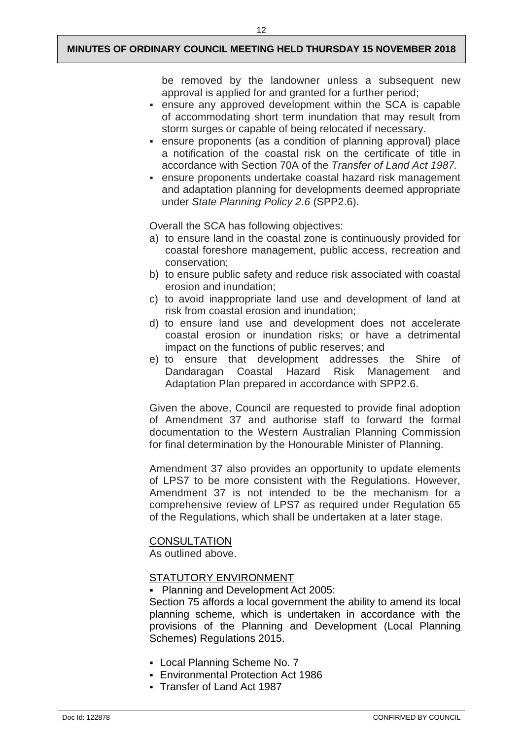be removed by the landowner unless a subsequent new approval is applied for and granted for a further period;

- ensure any approved development within the SCA is capable of accommodating short term inundation that may result from storm surges or capable of being relocated if necessary.
- ensure proponents (as a condition of planning approval) place a notification of the coastal risk on the certificate of title in accordance with Section 70A of the *Transfer of Land Act 1987.*
- ensure proponents undertake coastal hazard risk management and adaptation planning for developments deemed appropriate under *State Planning Policy 2.6* (SPP2.6).

Overall the SCA has following objectives:

a) to ensure land in the coastal zone is continuously provided for coastal foreshore management, public access, recreation and conservation;
b) to ensure public safety and reduce risk associated with coastal erosion and inundation;
c) to avoid inappropriate land use and development of land at risk from coastal erosion and inundation;
d) to ensure land use and development does not accelerate coastal erosion or inundation risks; or have a detrimental impact on the functions of public reserves; and
e) to ensure that development addresses the Shire of Dandaragan Coastal Hazard Risk Management and Adaptation Plan prepared in accordance with SPP2.6.

Given the above, Council are requested to provide final adoption of Amendment 37 and authorise staff to forward the formal documentation to the Western Australian Planning Commission for final determination by the Honourable Minister of Planning.

Amendment 37 also provides an opportunity to update elements of LPS7 to be more consistent with the Regulations. However, Amendment 37 is not intended to be the mechanism for a comprehensive review of LPS7 as required under Regulation 65 of the Regulations, which shall be undertaken at a later stage.

CONSULTATION

As outlined above.

STATUTORY ENVIRONMENT

- Planning and Development Act 2005:

Section 75 affords a local government the ability to amend its local planning scheme, which is undertaken in accordance with the provisions of the Planning and Development (Local Planning Schemes) Regulations 2015.

- Local Planning Scheme No. 7
- Environmental Protection Act 1986
- Transfer of Land Act 1987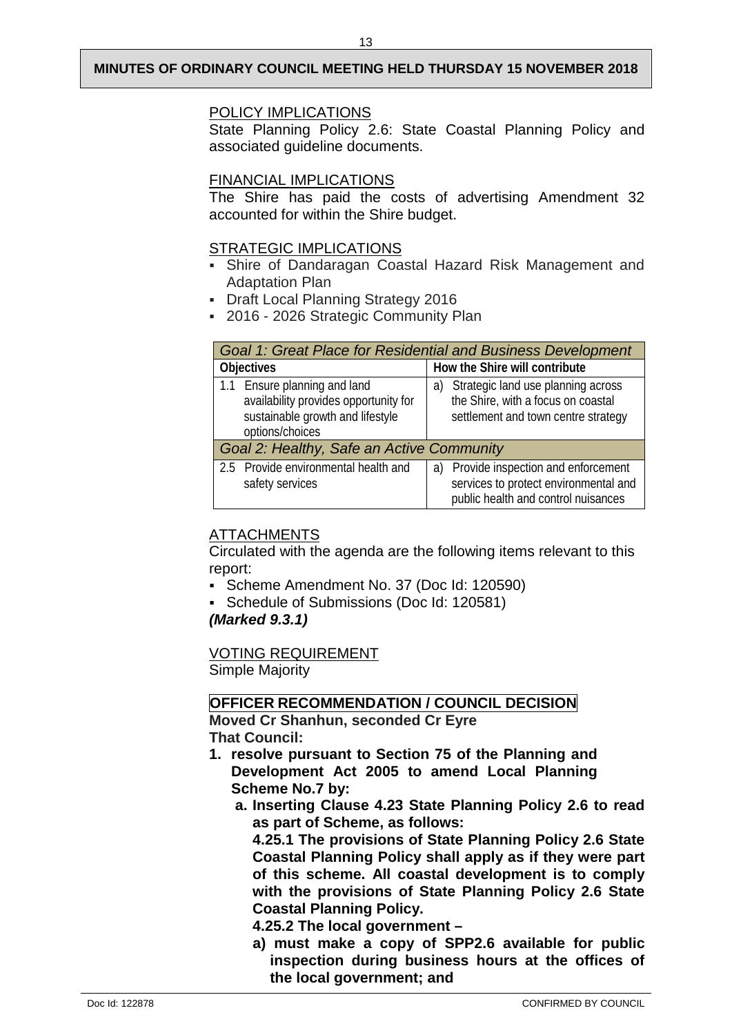POLICY IMPLICATIONS

State Planning Policy 2.6: State Coastal Planning Policy and associated guideline documents.

FINANCIAL IMPLICATIONS

The Shire has paid the costs of advertising Amendment 32 accounted for within the Shire budget.

STRATEGIC IMPLICATIONS

- Shire of Dandaragan Coastal Hazard Risk Management and Adaptation Plan
- Draft Local Planning Strategy 2016
- 2016 - 2026 Strategic Community Plan

| *Goal 1: Great Place for Residential and Business Development* | |
|---|---|
| **Objectives** | **How the Shire will contribute** |
| 1.1 Ensure planning and land availability provides opportunity for sustainable growth and lifestyle options/choices | a) Strategic land use planning across the Shire, with a focus on coastal settlement and town centre strategy |
| *Goal 2: Healthy, Safe an Active Community* | |
| 2.5 Provide environmental health and safety services | a) Provide inspection and enforcement services to protect environmental and public health and control nuisances |

ATTACHMENTS

Circulated with the agenda are the following items relevant to this report:

- Scheme Amendment No. 37 (Doc Id: 120590)
- Schedule of Submissions (Doc Id: 120581)

***(Marked 9.3.1)***

VOTING REQUIREMENT

Simple Majority

**OFFICER RECOMMENDATION / COUNCIL DECISION**

**Moved Cr Shanhun, seconded Cr Eyre**

**That Council:**

1. **resolve pursuant to Section 75 of the Planning and Development Act 2005 to amend Local Planning Scheme No.7 by:**
   - **a. Inserting Clause 4.23 State Planning Policy 2.6 to read as part of Scheme, as follows:**

     **4.25.1 The provisions of State Planning Policy 2.6 State Coastal Planning Policy shall apply as if they were part of this scheme. All coastal development is to comply with the provisions of State Planning Policy 2.6 State Coastal Planning Policy.**

     **4.25.2 The local government –**

     - **a) must make a copy of SPP2.6 available for public inspection during business hours at the offices of the local government; and**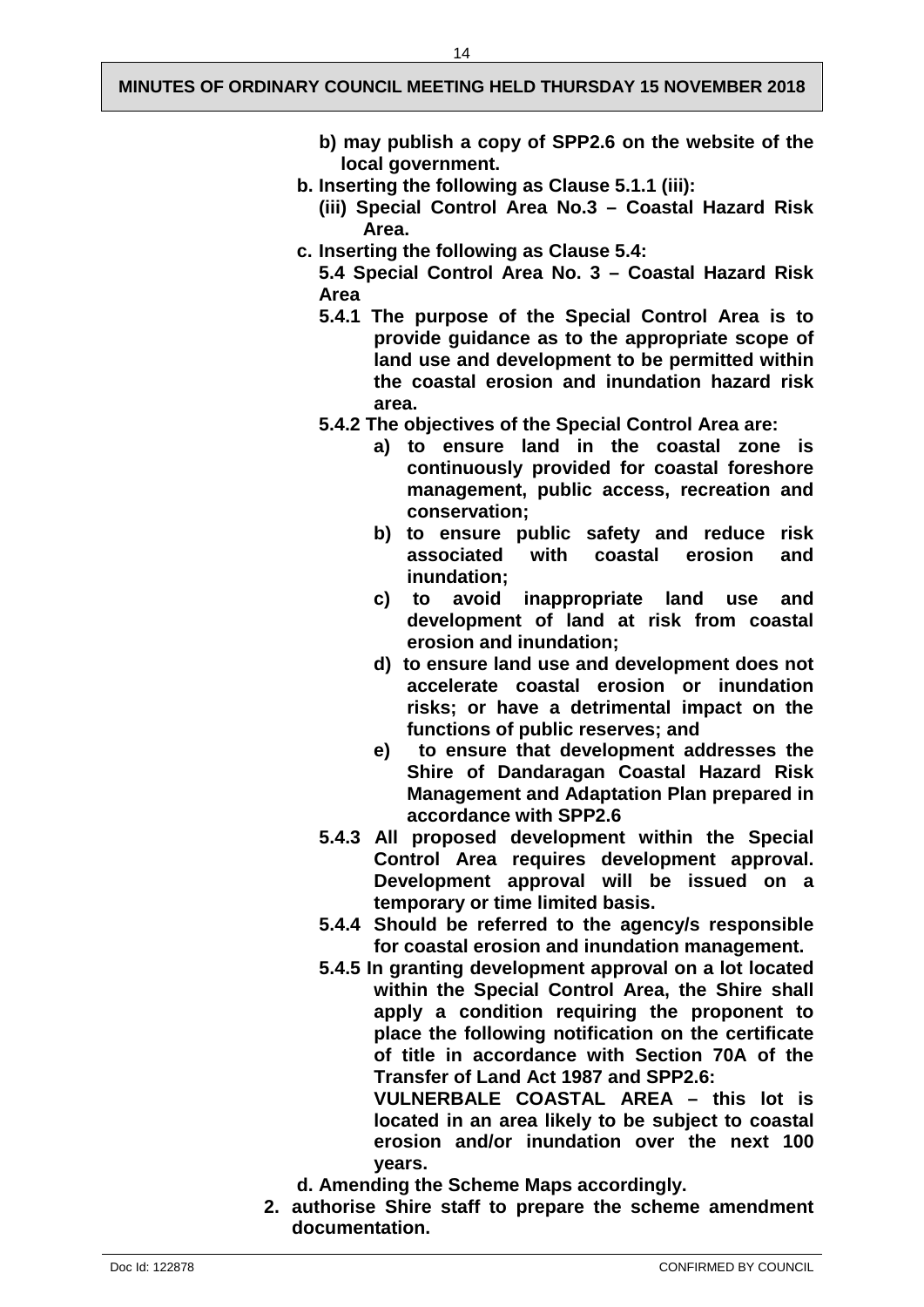**b) may publish a copy of SPP2.6 on the website of the local government.**

**b. Inserting the following as Clause 5.1.1 (iii):**

**(iii) Special Control Area No.3 – Coastal Hazard Risk Area.**

**c. Inserting the following as Clause 5.4:**

**5.4 Special Control Area No. 3 – Coastal Hazard Risk Area**

**5.4.1 The purpose of the Special Control Area is to provide guidance as to the appropriate scope of land use and development to be permitted within the coastal erosion and inundation hazard risk area.**

**5.4.2 The objectives of the Special Control Area are:**

- **a) to ensure land in the coastal zone is continuously provided for coastal foreshore management, public access, recreation and conservation;**
- **b) to ensure public safety and reduce risk associated with coastal erosion and inundation;**
- **c) to avoid inappropriate land use and development of land at risk from coastal erosion and inundation;**
- **d) to ensure land use and development does not accelerate coastal erosion or inundation risks; or have a detrimental impact on the functions of public reserves; and**
- **e) to ensure that development addresses the Shire of Dandaragan Coastal Hazard Risk Management and Adaptation Plan prepared in accordance with SPP2.6**

**5.4.3 All proposed development within the Special Control Area requires development approval. Development approval will be issued on a temporary or time limited basis.**

**5.4.4 Should be referred to the agency/s responsible for coastal erosion and inundation management.**

**5.4.5 In granting development approval on a lot located within the Special Control Area, the Shire shall apply a condition requiring the proponent to place the following notification on the certificate of title in accordance with Section 70A of the Transfer of Land Act 1987 and SPP2.6:**

**VULNERBALE COASTAL AREA – this lot is located in an area likely to be subject to coastal erosion and/or inundation over the next 100 years.**

**d. Amending the Scheme Maps accordingly.**

**2. authorise Shire staff to prepare the scheme amendment documentation.**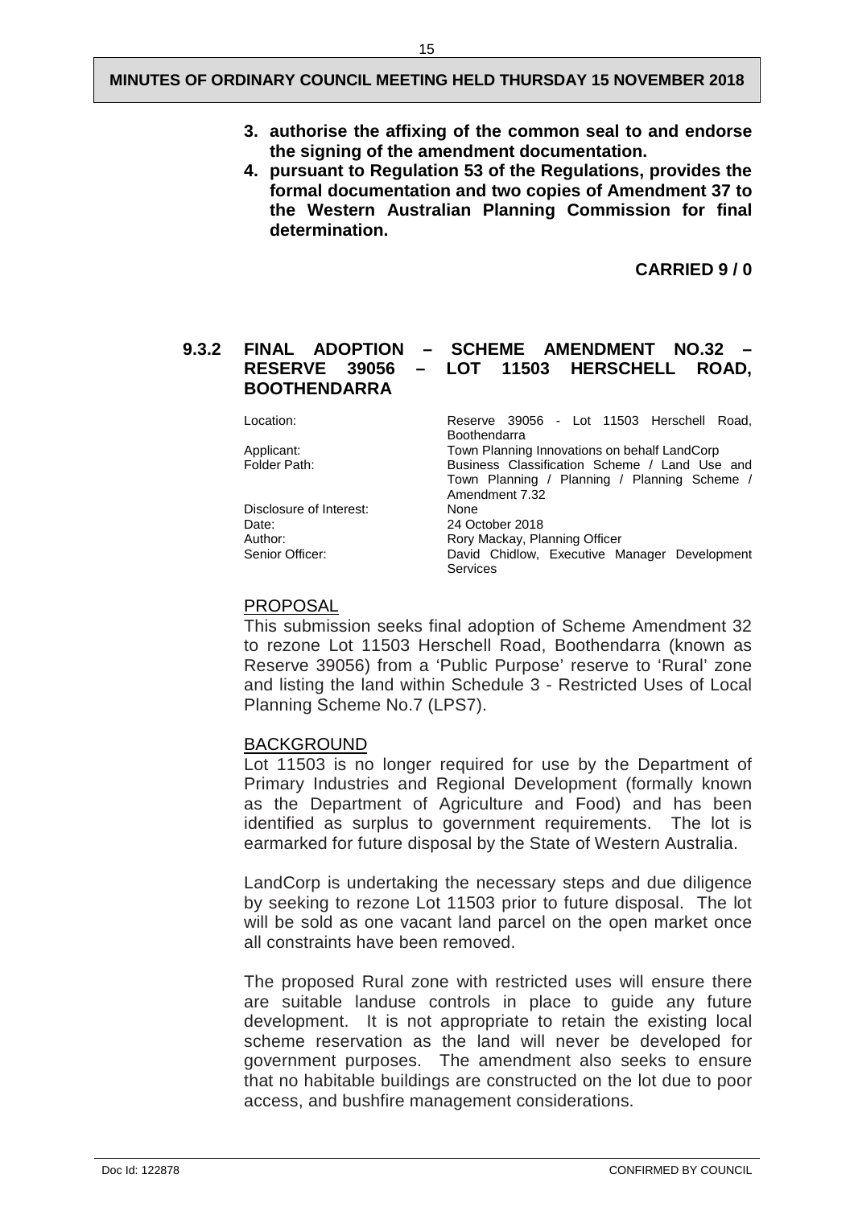3. **authorise the affixing of the common seal to and endorse the signing of the amendment documentation.**
4. **pursuant to Regulation 53 of the Regulations, provides the formal documentation and two copies of Amendment 37 to the Western Australian Planning Commission for final determination.**

**CARRIED 9 / 0**

## 9.3.2 FINAL ADOPTION – SCHEME AMENDMENT NO.32 – RESERVE 39056 – LOT 11503 HERSCHELL ROAD, BOOTHENDARRA

| | |
|---|---|
| Location: | Reserve 39056 - Lot 11503 Herschell Road, Boothendarra |
| Applicant: | Town Planning Innovations on behalf LandCorp |
| Folder Path: | Business Classification Scheme / Land Use and Town Planning / Planning / Planning Scheme / Amendment 7.32 |
| Disclosure of Interest: | None |
| Date: | 24 October 2018 |
| Author: | Rory Mackay, Planning Officer |
| Senior Officer: | David Chidlow, Executive Manager Development Services |

### PROPOSAL

This submission seeks final adoption of Scheme Amendment 32 to rezone Lot 11503 Herschell Road, Boothendarra (known as Reserve 39056) from a 'Public Purpose' reserve to 'Rural' zone and listing the land within Schedule 3 - Restricted Uses of Local Planning Scheme No.7 (LPS7).

### BACKGROUND

Lot 11503 is no longer required for use by the Department of Primary Industries and Regional Development (formally known as the Department of Agriculture and Food) and has been identified as surplus to government requirements. The lot is earmarked for future disposal by the State of Western Australia.

LandCorp is undertaking the necessary steps and due diligence by seeking to rezone Lot 11503 prior to future disposal. The lot will be sold as one vacant land parcel on the open market once all constraints have been removed.

The proposed Rural zone with restricted uses will ensure there are suitable landuse controls in place to guide any future development. It is not appropriate to retain the existing local scheme reservation as the land will never be developed for government purposes. The amendment also seeks to ensure that no habitable buildings are constructed on the lot due to poor access, and bushfire management considerations.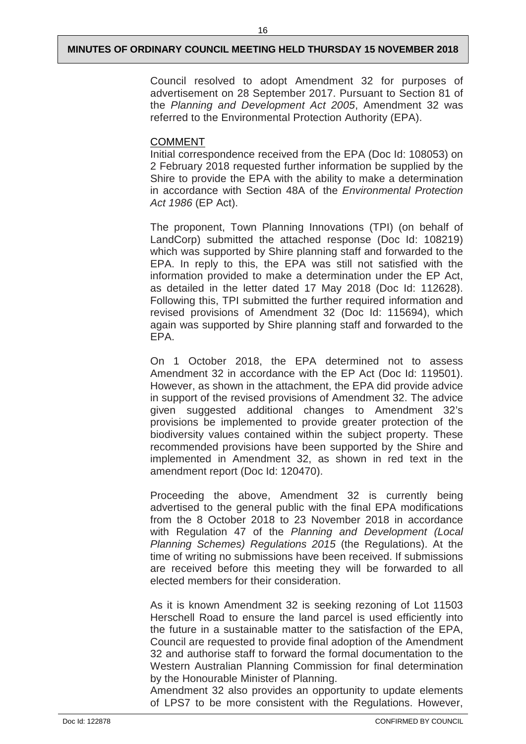Council resolved to adopt Amendment 32 for purposes of advertisement on 28 September 2017. Pursuant to Section 81 of the *Planning and Development Act 2005*, Amendment 32 was referred to the Environmental Protection Authority (EPA).

COMMENT

Initial correspondence received from the EPA (Doc Id: 108053) on 2 February 2018 requested further information be supplied by the Shire to provide the EPA with the ability to make a determination in accordance with Section 48A of the *Environmental Protection Act 1986* (EP Act).

The proponent, Town Planning Innovations (TPI) (on behalf of LandCorp) submitted the attached response (Doc Id: 108219) which was supported by Shire planning staff and forwarded to the EPA. In reply to this, the EPA was still not satisfied with the information provided to make a determination under the EP Act, as detailed in the letter dated 17 May 2018 (Doc Id: 112628). Following this, TPI submitted the further required information and revised provisions of Amendment 32 (Doc Id: 115694), which again was supported by Shire planning staff and forwarded to the EPA.

On 1 October 2018, the EPA determined not to assess Amendment 32 in accordance with the EP Act (Doc Id: 119501). However, as shown in the attachment, the EPA did provide advice in support of the revised provisions of Amendment 32. The advice given suggested additional changes to Amendment 32's provisions be implemented to provide greater protection of the biodiversity values contained within the subject property. These recommended provisions have been supported by the Shire and implemented in Amendment 32, as shown in red text in the amendment report (Doc Id: 120470).

Proceeding the above, Amendment 32 is currently being advertised to the general public with the final EPA modifications from the 8 October 2018 to 23 November 2018 in accordance with Regulation 47 of the *Planning and Development (Local Planning Schemes) Regulations 2015* (the Regulations). At the time of writing no submissions have been received. If submissions are received before this meeting they will be forwarded to all elected members for their consideration.

As it is known Amendment 32 is seeking rezoning of Lot 11503 Herschell Road to ensure the land parcel is used efficiently into the future in a sustainable matter to the satisfaction of the EPA, Council are requested to provide final adoption of the Amendment 32 and authorise staff to forward the formal documentation to the Western Australian Planning Commission for final determination by the Honourable Minister of Planning.

Amendment 32 also provides an opportunity to update elements of LPS7 to be more consistent with the Regulations. However,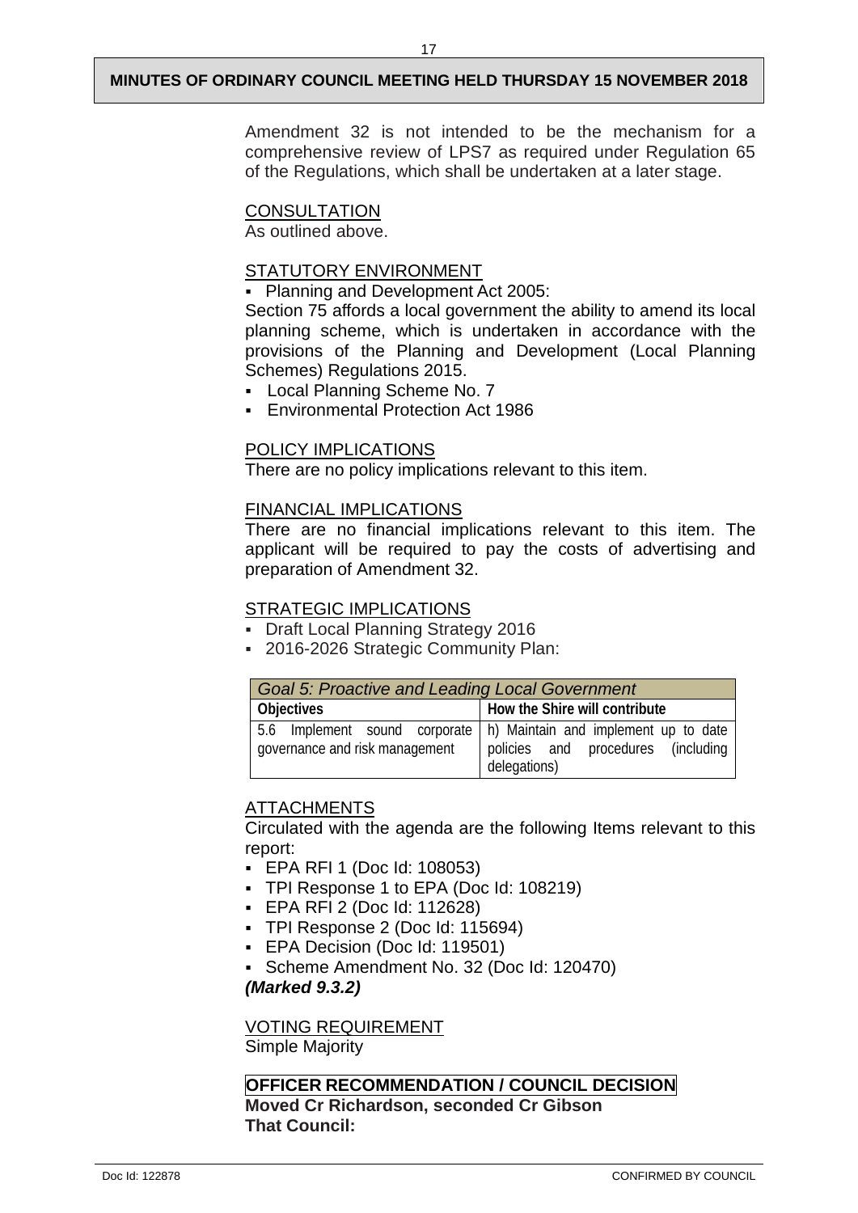Amendment 32 is not intended to be the mechanism for a comprehensive review of LPS7 as required under Regulation 65 of the Regulations, which shall be undertaken at a later stage.

CONSULTATION

As outlined above.

STATUTORY ENVIRONMENT

- Planning and Development Act 2005:

Section 75 affords a local government the ability to amend its local planning scheme, which is undertaken in accordance with the provisions of the Planning and Development (Local Planning Schemes) Regulations 2015.

- Local Planning Scheme No. 7
- Environmental Protection Act 1986

POLICY IMPLICATIONS

There are no policy implications relevant to this item.

FINANCIAL IMPLICATIONS

There are no financial implications relevant to this item. The applicant will be required to pay the costs of advertising and preparation of Amendment 32.

STRATEGIC IMPLICATIONS

- Draft Local Planning Strategy 2016
- 2016-2026 Strategic Community Plan:

| *Goal 5: Proactive and Leading Local Government* | |
|---|---|
| **Objectives** | **How the Shire will contribute** |
| 5.6 Implement sound corporate governance and risk management | h) Maintain and implement up to date policies and procedures (including delegations) |

ATTACHMENTS

Circulated with the agenda are the following Items relevant to this report:

- EPA RFI 1 (Doc Id: 108053)
- TPI Response 1 to EPA (Doc Id: 108219)
- EPA RFI 2 (Doc Id: 112628)
- TPI Response 2 (Doc Id: 115694)
- EPA Decision (Doc Id: 119501)
- Scheme Amendment No. 32 (Doc Id: 120470)

***(Marked 9.3.2)***

VOTING REQUIREMENT

Simple Majority

**OFFICER RECOMMENDATION / COUNCIL DECISION**

**Moved Cr Richardson, seconded Cr Gibson**

**That Council:**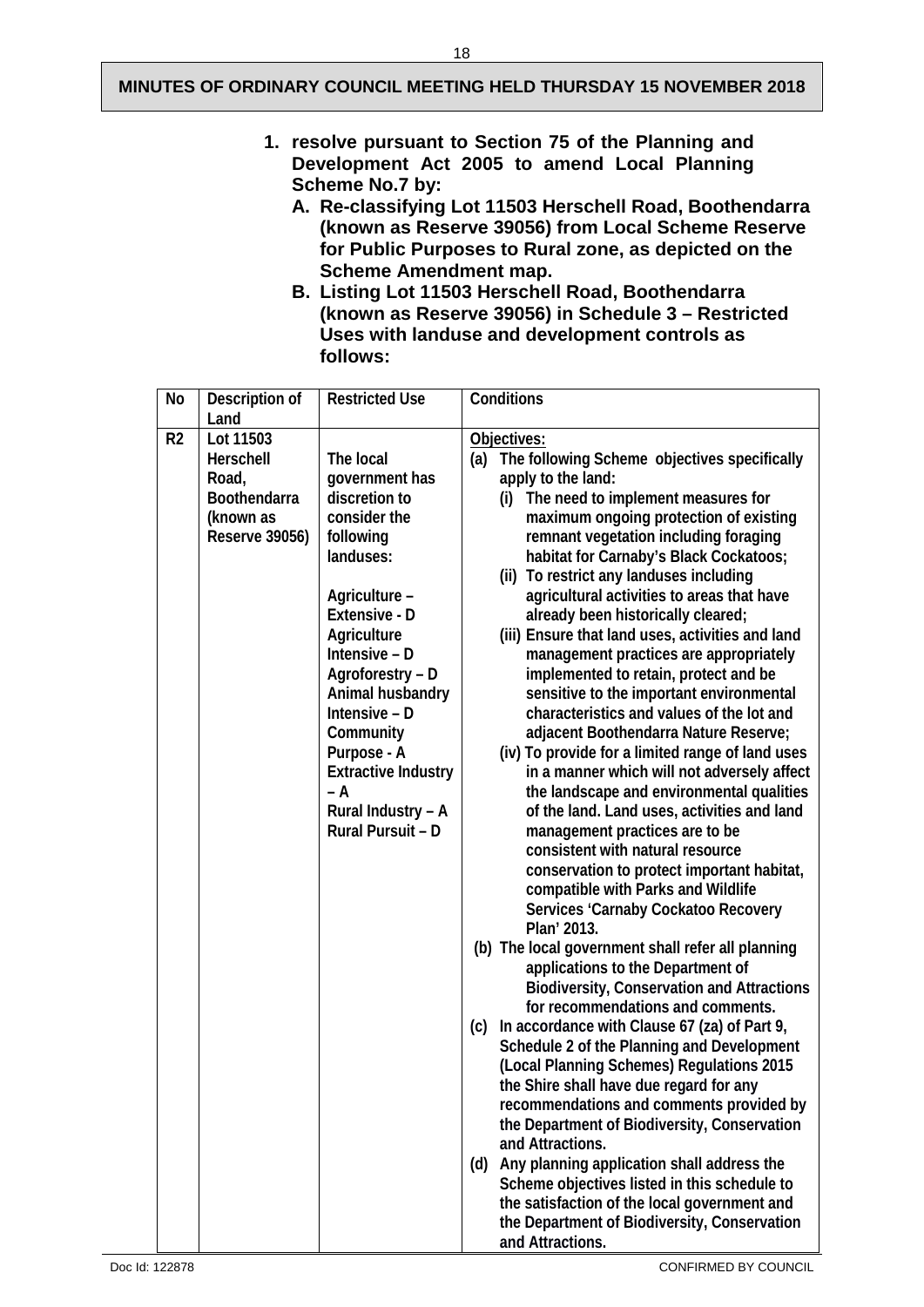1. **resolve pursuant to Section 75 of the Planning and Development Act 2005 to amend Local Planning Scheme No.7 by:**
   - **A. Re-classifying Lot 11503 Herschell Road, Boothendarra (known as Reserve 39056) from Local Scheme Reserve for Public Purposes to Rural zone, as depicted on the Scheme Amendment map.**
   - **B. Listing Lot 11503 Herschell Road, Boothendarra (known as Reserve 39056) in Schedule 3 – Restricted Uses with landuse and development controls as follows:**

| No | Description of Land | Restricted Use | Conditions |
|---|---|---|---|
| R2 | Lot 11503 Herschell Road, Boothendarra (known as Reserve 39056) | The local government has discretion to consider the following landuses:<br><br>Agriculture – Extensive - D<br>Agriculture Intensive – D<br>Agroforestry – D<br>Animal husbandry Intensive – D<br>Community Purpose - A<br>Extractive Industry – A<br>Rural Industry – A<br>Rural Pursuit – D | Objectives:<br>(a) The following Scheme objectives specifically apply to the land:<br>(i) The need to implement measures for maximum ongoing protection of existing remnant vegetation including foraging habitat for Carnaby's Black Cockatoos;<br>(ii) To restrict any landuses including agricultural activities to areas that have already been historically cleared;<br>(iii) Ensure that land uses, activities and land management practices are appropriately implemented to retain, protect and be sensitive to the important environmental characteristics and values of the lot and adjacent Boothendarra Nature Reserve;<br>(iv) To provide for a limited range of land uses in a manner which will not adversely affect the landscape and environmental qualities of the land. Land uses, activities and land management practices are to be consistent with natural resource conservation to protect important habitat, compatible with Parks and Wildlife Services 'Carnaby Cockatoo Recovery Plan' 2013.<br>(b) The local government shall refer all planning applications to the Department of Biodiversity, Conservation and Attractions for recommendations and comments.<br>(c) In accordance with Clause 67 (za) of Part 9, Schedule 2 of the Planning and Development (Local Planning Schemes) Regulations 2015 the Shire shall have due regard for any recommendations and comments provided by the Department of Biodiversity, Conservation and Attractions.<br>(d) Any planning application shall address the Scheme objectives listed in this schedule to the satisfaction of the local government and the Department of Biodiversity, Conservation and Attractions. |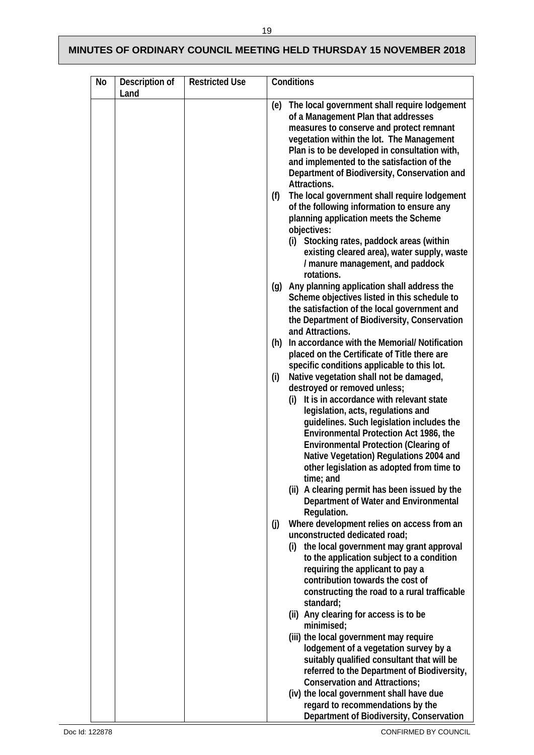| No | Description of Land | Restricted Use | Conditions |
|---|---|---|---|
| | | | (e) The local government shall require lodgement of a Management Plan that addresses measures to conserve and protect remnant vegetation within the lot. The Management Plan is to be developed in consultation with, and implemented to the satisfaction of the Department of Biodiversity, Conservation and Attractions.<br>(f) The local government shall require lodgement of the following information to ensure any planning application meets the Scheme objectives:<br>(i) Stocking rates, paddock areas (within existing cleared area), water supply, waste / manure management, and paddock rotations.<br>(g) Any planning application shall address the Scheme objectives listed in this schedule to the satisfaction of the local government and the Department of Biodiversity, Conservation and Attractions.<br>(h) In accordance with the Memorial/ Notification placed on the Certificate of Title there are specific conditions applicable to this lot.<br>(i) Native vegetation shall not be damaged, destroyed or removed unless;<br>(i) It is in accordance with relevant state legislation, acts, regulations and guidelines. Such legislation includes the Environmental Protection Act 1986, the Environmental Protection (Clearing of Native Vegetation) Regulations 2004 and other legislation as adopted from time to time; and<br>(ii) A clearing permit has been issued by the Department of Water and Environmental Regulation.<br>(j) Where development relies on access from an unconstructed dedicated road;<br>(i) the local government may grant approval to the application subject to a condition requiring the applicant to pay a contribution towards the cost of constructing the road to a rural trafficable standard;<br>(ii) Any clearing for access is to be minimised;<br>(iii) the local government may require lodgement of a vegetation survey by a suitably qualified consultant that will be referred to the Department of Biodiversity, Conservation and Attractions;<br>(iv) the local government shall have due regard to recommendations by the Department of Biodiversity, Conservation |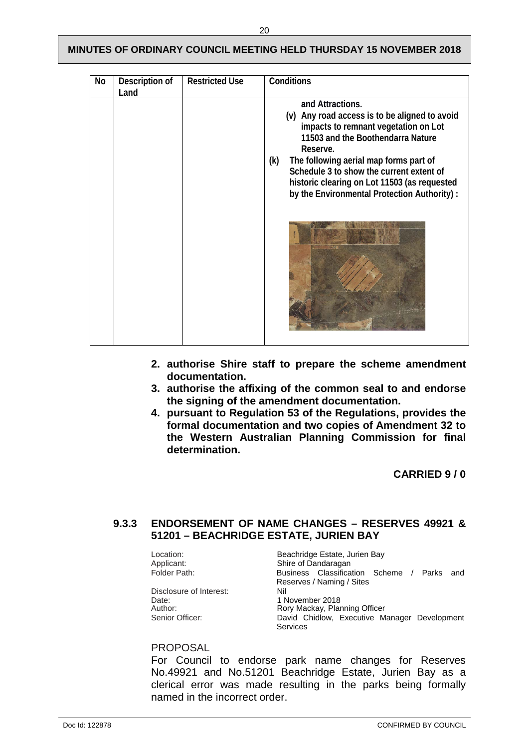| No | Description of Land | Restricted Use | Conditions |
|---|---|---|---|
| | | | **and Attractions.**<br>**(v) Any road access is to be aligned to avoid impacts to remnant vegetation on Lot 11503 and the Boothendarra Nature Reserve.**<br>**(k) The following aerial map forms part of Schedule 3 to show the current extent of historic clearing on Lot 11503 (as requested by the Environmental Protection Authority) :** |

2. **authorise Shire staff to prepare the scheme amendment documentation.**
3. **authorise the affixing of the common seal to and endorse the signing of the amendment documentation.**
4. **pursuant to Regulation 53 of the Regulations, provides the formal documentation and two copies of Amendment 32 to the Western Australian Planning Commission for final determination.**

**CARRIED 9 / 0**

### 9.3.3 ENDORSEMENT OF NAME CHANGES – RESERVES 49921 & 51201 – BEACHRIDGE ESTATE, JURIEN BAY

| | |
|---|---|
| Location: | Beachridge Estate, Jurien Bay |
| Applicant: | Shire of Dandaragan |
| Folder Path: | Business Classification Scheme / Parks and Reserves / Naming / Sites |
| Disclosure of Interest: | Nil |
| Date: | 1 November 2018 |
| Author: | Rory Mackay, Planning Officer |
| Senior Officer: | David Chidlow, Executive Manager Development Services |

PROPOSAL

For Council to endorse park name changes for Reserves No.49921 and No.51201 Beachridge Estate, Jurien Bay as a clerical error was made resulting in the parks being formally named in the incorrect order.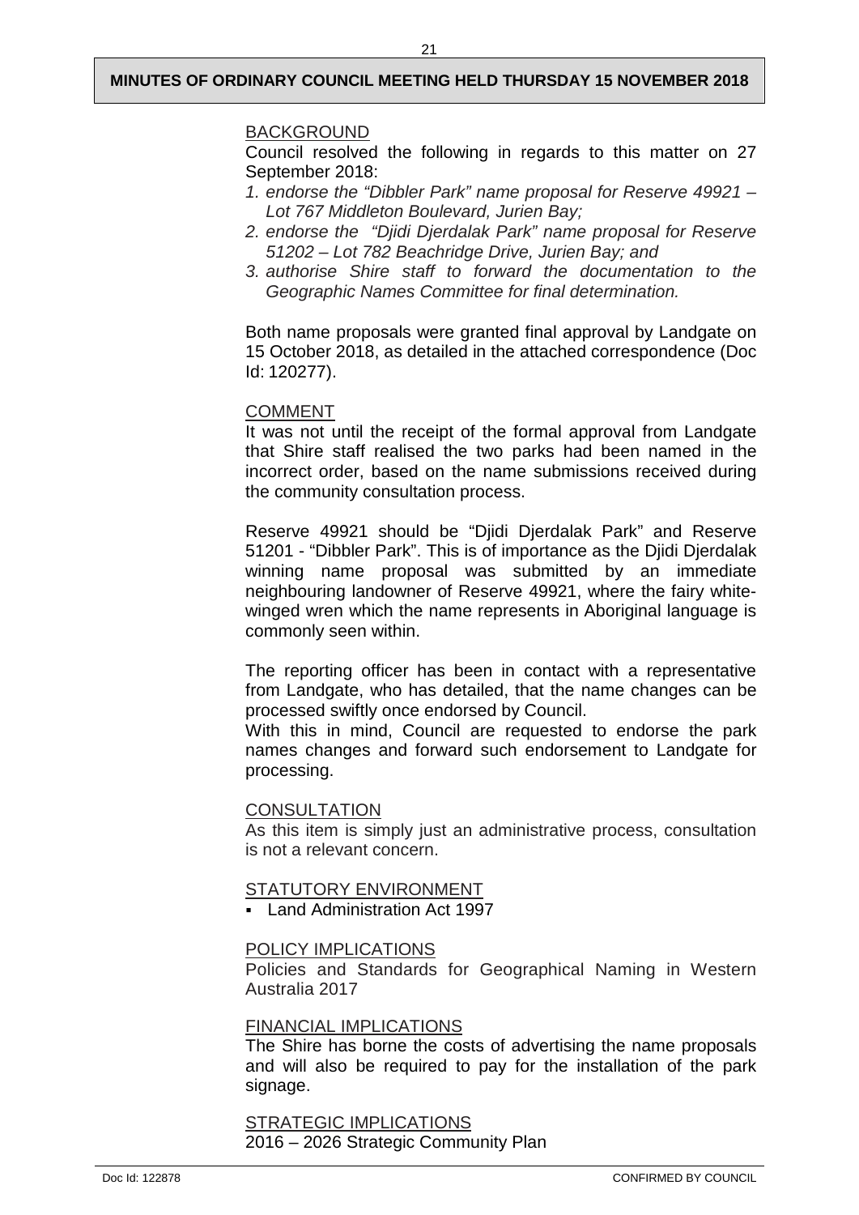BACKGROUND

Council resolved the following in regards to this matter on 27 September 2018:

1. *endorse the "Dibbler Park" name proposal for Reserve 49921 – Lot 767 Middleton Boulevard, Jurien Bay;*
2. *endorse the "Djidi Djerdalak Park" name proposal for Reserve 51202 – Lot 782 Beachridge Drive, Jurien Bay; and*
3. *authorise Shire staff to forward the documentation to the Geographic Names Committee for final determination.*

Both name proposals were granted final approval by Landgate on 15 October 2018, as detailed in the attached correspondence (Doc Id: 120277).

COMMENT

It was not until the receipt of the formal approval from Landgate that Shire staff realised the two parks had been named in the incorrect order, based on the name submissions received during the community consultation process.

Reserve 49921 should be "Djidi Djerdalak Park" and Reserve 51201 - "Dibbler Park". This is of importance as the Djidi Djerdalak winning name proposal was submitted by an immediate neighbouring landowner of Reserve 49921, where the fairy white-winged wren which the name represents in Aboriginal language is commonly seen within.

The reporting officer has been in contact with a representative from Landgate, who has detailed, that the name changes can be processed swiftly once endorsed by Council.

With this in mind, Council are requested to endorse the park names changes and forward such endorsement to Landgate for processing.

CONSULTATION

As this item is simply just an administrative process, consultation is not a relevant concern.

STATUTORY ENVIRONMENT

- Land Administration Act 1997

POLICY IMPLICATIONS

Policies and Standards for Geographical Naming in Western Australia 2017

FINANCIAL IMPLICATIONS

The Shire has borne the costs of advertising the name proposals and will also be required to pay for the installation of the park signage.

STRATEGIC IMPLICATIONS

2016 – 2026 Strategic Community Plan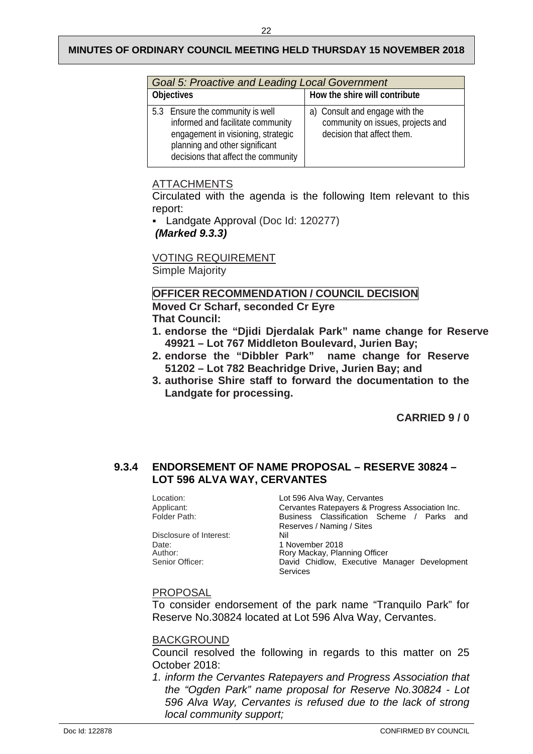| *Goal 5: Proactive and Leading Local Government* | |
|---|---|
| **Objectives** | **How the shire will contribute** |
| 5.3 Ensure the community is well informed and facilitate community engagement in visioning, strategic planning and other significant decisions that affect the community | a) Consult and engage with the community on issues, projects and decision that affect them. |

ATTACHMENTS

Circulated with the agenda is the following Item relevant to this report:

- Landgate Approval (Doc Id: 120277)

***(Marked 9.3.3)***

VOTING REQUIREMENT

Simple Majority

**OFFICER RECOMMENDATION / COUNCIL DECISION**

**Moved Cr Scharf, seconded Cr Eyre**

**That Council:**

1. **endorse the "Djidi Djerdalak Park" name change for Reserve 49921 – Lot 767 Middleton Boulevard, Jurien Bay;**
2. **endorse the "Dibbler Park" name change for Reserve 51202 – Lot 782 Beachridge Drive, Jurien Bay; and**
3. **authorise Shire staff to forward the documentation to the Landgate for processing.**

**CARRIED 9 / 0**

### 9.3.4 ENDORSEMENT OF NAME PROPOSAL – RESERVE 30824 – LOT 596 ALVA WAY, CERVANTES

| | |
|---|---|
| Location: | Lot 596 Alva Way, Cervantes |
| Applicant: | Cervantes Ratepayers & Progress Association Inc. |
| Folder Path: | Business Classification Scheme / Parks and Reserves / Naming / Sites |
| Disclosure of Interest: | Nil |
| Date: | 1 November 2018 |
| Author: | Rory Mackay, Planning Officer |
| Senior Officer: | David Chidlow, Executive Manager Development Services |

PROPOSAL

To consider endorsement of the park name "Tranquilo Park" for Reserve No.30824 located at Lot 596 Alva Way, Cervantes.

BACKGROUND

Council resolved the following in regards to this matter on 25 October 2018:

1. *inform the Cervantes Ratepayers and Progress Association that the "Ogden Park" name proposal for Reserve No.30824 - Lot 596 Alva Way, Cervantes is refused due to the lack of strong local community support;*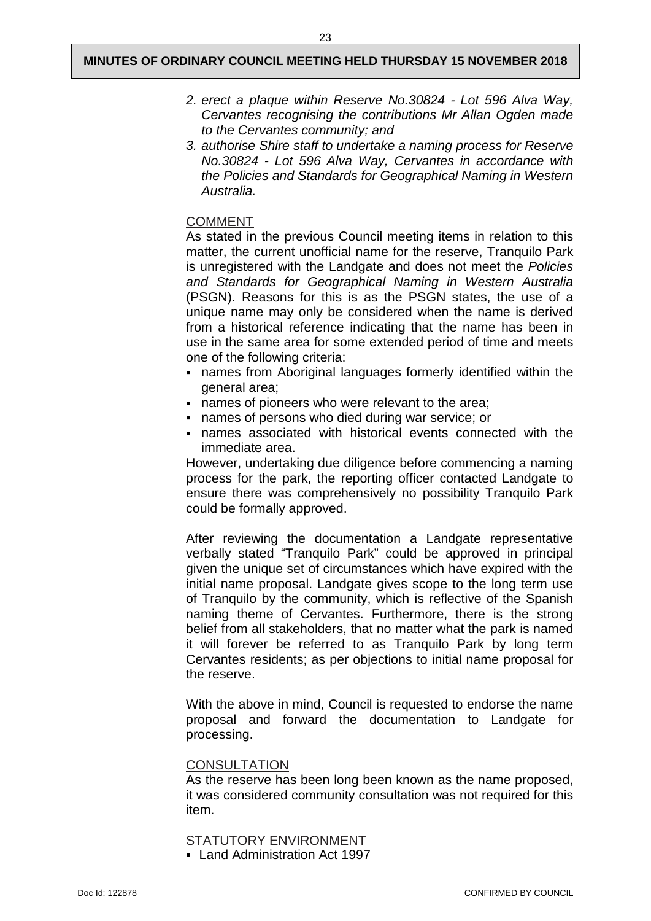*2. erect a plaque within Reserve No.30824 - Lot 596 Alva Way, Cervantes recognising the contributions Mr Allan Ogden made to the Cervantes community; and*

*3. authorise Shire staff to undertake a naming process for Reserve No.30824 - Lot 596 Alva Way, Cervantes in accordance with the Policies and Standards for Geographical Naming in Western Australia.*

<u>COMMENT</u>

As stated in the previous Council meeting items in relation to this matter, the current unofficial name for the reserve, Tranquilo Park is unregistered with the Landgate and does not meet the *Policies and Standards for Geographical Naming in Western Australia* (PSGN). Reasons for this is as the PSGN states, the use of a unique name may only be considered when the name is derived from a historical reference indicating that the name has been in use in the same area for some extended period of time and meets one of the following criteria:

- names from Aboriginal languages formerly identified within the general area;
- names of pioneers who were relevant to the area;
- names of persons who died during war service; or
- names associated with historical events connected with the immediate area.

However, undertaking due diligence before commencing a naming process for the park, the reporting officer contacted Landgate to ensure there was comprehensively no possibility Tranquilo Park could be formally approved.

After reviewing the documentation a Landgate representative verbally stated "Tranquilo Park" could be approved in principal given the unique set of circumstances which have expired with the initial name proposal. Landgate gives scope to the long term use of Tranquilo by the community, which is reflective of the Spanish naming theme of Cervantes. Furthermore, there is the strong belief from all stakeholders, that no matter what the park is named it will forever be referred to as Tranquilo Park by long term Cervantes residents; as per objections to initial name proposal for the reserve.

With the above in mind, Council is requested to endorse the name proposal and forward the documentation to Landgate for processing.

<u>CONSULTATION</u>

As the reserve has been long been known as the name proposed, it was considered community consultation was not required for this item.

<u>STATUTORY ENVIRONMENT</u>

- Land Administration Act 1997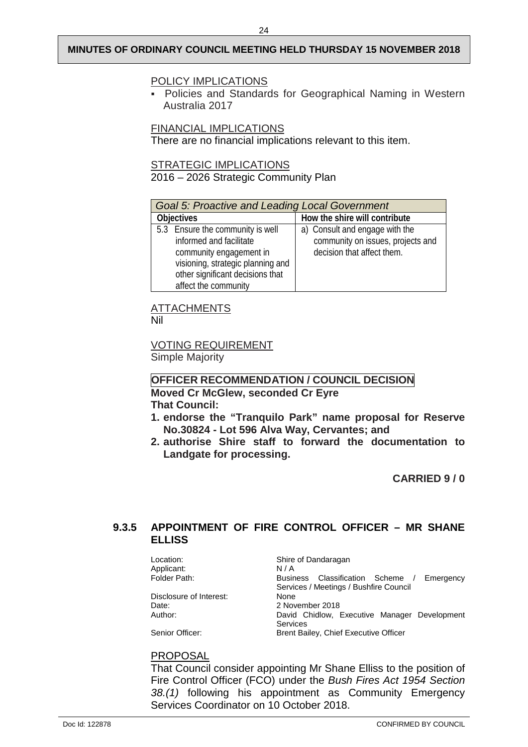POLICY IMPLICATIONS

- Policies and Standards for Geographical Naming in Western Australia 2017

FINANCIAL IMPLICATIONS

There are no financial implications relevant to this item.

STRATEGIC IMPLICATIONS

2016 – 2026 Strategic Community Plan

| *Goal 5: Proactive and Leading Local Government* | |
|---|---|
| **Objectives** | **How the shire will contribute** |
| 5.3 Ensure the community is well informed and facilitate community engagement in visioning, strategic planning and other significant decisions that affect the community | a) Consult and engage with the community on issues, projects and decision that affect them. |

ATTACHMENTS

Nil

VOTING REQUIREMENT

Simple Majority

**OFFICER RECOMMENDATION / COUNCIL DECISION**

**Moved Cr McGlew, seconded Cr Eyre**

**That Council:**

1. **endorse the "Tranquilo Park" name proposal for Reserve No.30824 - Lot 596 Alva Way, Cervantes; and**
2. **authorise Shire staff to forward the documentation to Landgate for processing.**

**CARRIED 9 / 0**

### 9.3.5 APPOINTMENT OF FIRE CONTROL OFFICER – MR SHANE ELLISS

| | |
|---|---|
| Location: | Shire of Dandaragan |
| Applicant: | N / A |
| Folder Path: | Business Classification Scheme / Emergency Services / Meetings / Bushfire Council |
| Disclosure of Interest: | None |
| Date: | 2 November 2018 |
| Author: | David Chidlow, Executive Manager Development Services |
| Senior Officer: | Brent Bailey, Chief Executive Officer |

PROPOSAL

That Council consider appointing Mr Shane Elliss to the position of Fire Control Officer (FCO) under the *Bush Fires Act 1954 Section 38.(1)* following his appointment as Community Emergency Services Coordinator on 10 October 2018.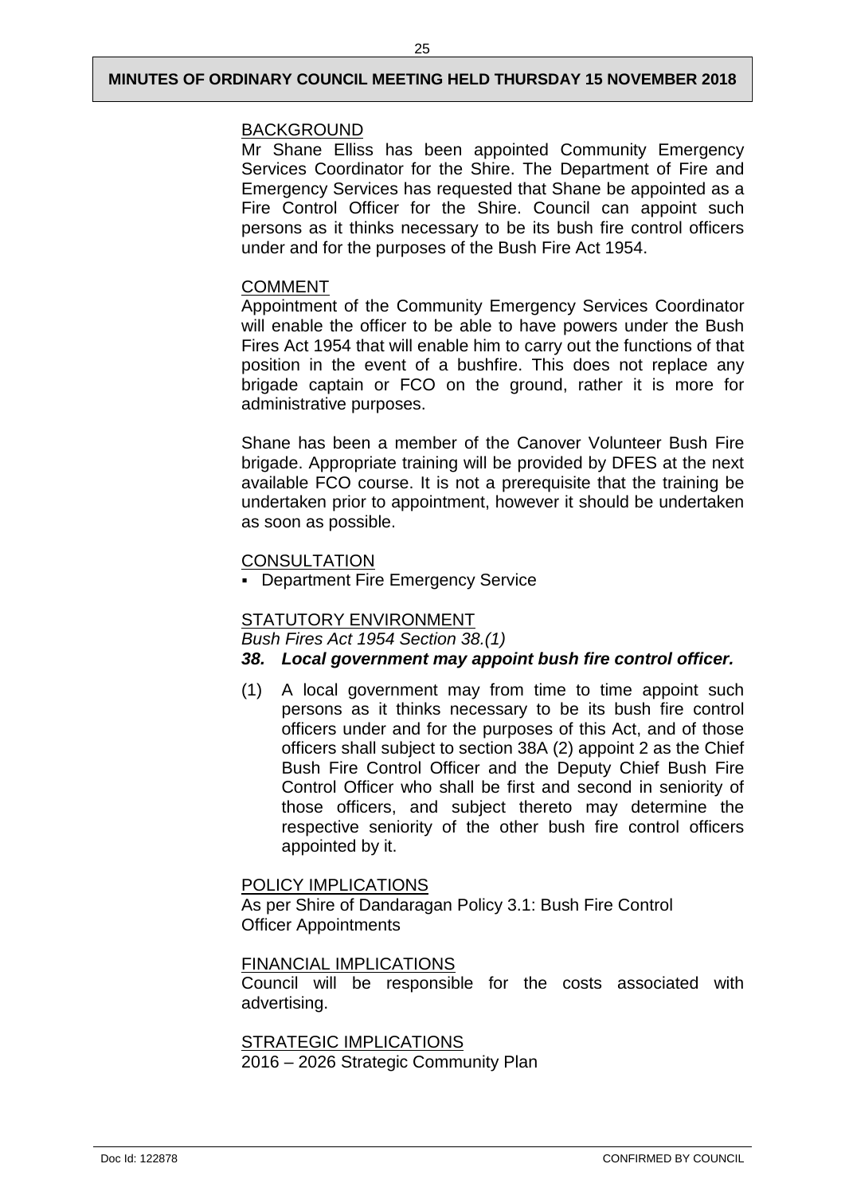BACKGROUND

Mr Shane Elliss has been appointed Community Emergency Services Coordinator for the Shire. The Department of Fire and Emergency Services has requested that Shane be appointed as a Fire Control Officer for the Shire. Council can appoint such persons as it thinks necessary to be its bush fire control officers under and for the purposes of the Bush Fire Act 1954.

COMMENT

Appointment of the Community Emergency Services Coordinator will enable the officer to be able to have powers under the Bush Fires Act 1954 that will enable him to carry out the functions of that position in the event of a bushfire. This does not replace any brigade captain or FCO on the ground, rather it is more for administrative purposes.

Shane has been a member of the Canover Volunteer Bush Fire brigade. Appropriate training will be provided by DFES at the next available FCO course. It is not a prerequisite that the training be undertaken prior to appointment, however it should be undertaken as soon as possible.

CONSULTATION

- Department Fire Emergency Service

STATUTORY ENVIRONMENT

*Bush Fires Act 1954 Section 38.(1)*

***38. Local government may appoint bush fire control officer.***

(1) A local government may from time to time appoint such persons as it thinks necessary to be its bush fire control officers under and for the purposes of this Act, and of those officers shall subject to section 38A (2) appoint 2 as the Chief Bush Fire Control Officer and the Deputy Chief Bush Fire Control Officer who shall be first and second in seniority of those officers, and subject thereto may determine the respective seniority of the other bush fire control officers appointed by it.

POLICY IMPLICATIONS

As per Shire of Dandaragan Policy 3.1: Bush Fire Control Officer Appointments

FINANCIAL IMPLICATIONS

Council will be responsible for the costs associated with advertising.

STRATEGIC IMPLICATIONS

2016 – 2026 Strategic Community Plan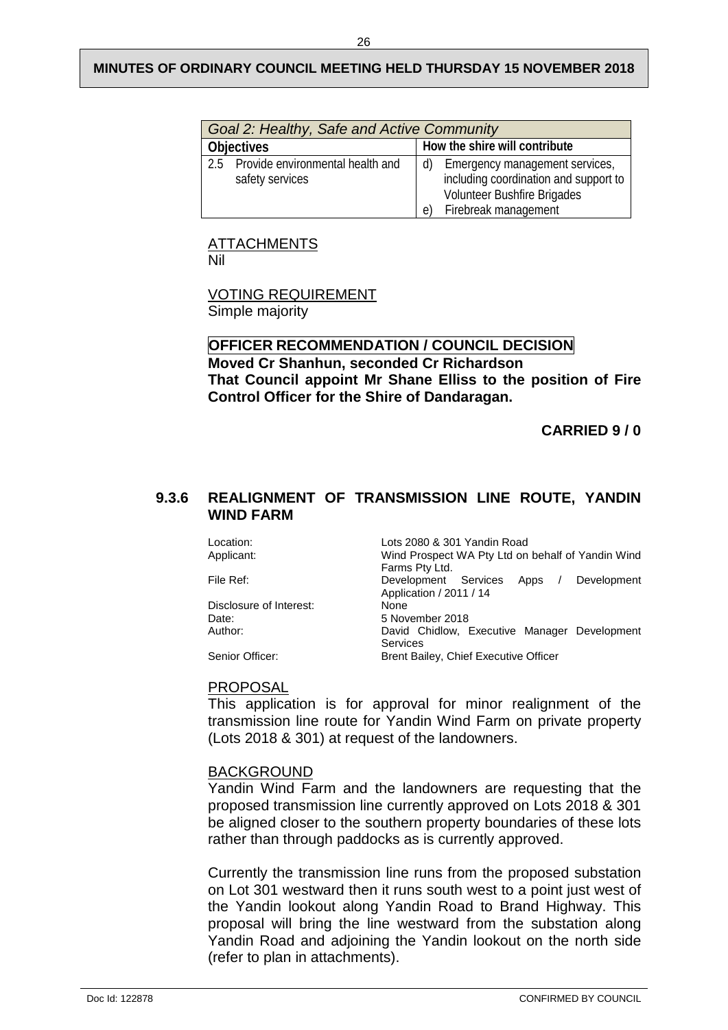| *Goal 2: Healthy, Safe and Active Community* | |
|---|---|
| **Objectives** | **How the shire will contribute** |
| 2.5 Provide environmental health and safety services | d) Emergency management services, including coordination and support to Volunteer Bushfire Brigades<br>e) Firebreak management |

ATTACHMENTS
Nil

VOTING REQUIREMENT
Simple majority

**OFFICER RECOMMENDATION / COUNCIL DECISION**
**Moved Cr Shanhun, seconded Cr Richardson**
**That Council appoint Mr Shane Elliss to the position of Fire Control Officer for the Shire of Dandaragan.**

**CARRIED 9 / 0**

### 9.3.6 REALIGNMENT OF TRANSMISSION LINE ROUTE, YANDIN WIND FARM

| | |
|---|---|
| Location: | Lots 2080 & 301 Yandin Road |
| Applicant: | Wind Prospect WA Pty Ltd on behalf of Yandin Wind Farms Pty Ltd. |
| File Ref: | Development Services Apps / Development Application / 2011 / 14 |
| Disclosure of Interest: | None |
| Date: | 5 November 2018 |
| Author: | David Chidlow, Executive Manager Development Services |
| Senior Officer: | Brent Bailey, Chief Executive Officer |

PROPOSAL
This application is for approval for minor realignment of the transmission line route for Yandin Wind Farm on private property (Lots 2018 & 301) at request of the landowners.

BACKGROUND
Yandin Wind Farm and the landowners are requesting that the proposed transmission line currently approved on Lots 2018 & 301 be aligned closer to the southern property boundaries of these lots rather than through paddocks as is currently approved.

Currently the transmission line runs from the proposed substation on Lot 301 westward then it runs south west to a point just west of the Yandin lookout along Yandin Road to Brand Highway. This proposal will bring the line westward from the substation along Yandin Road and adjoining the Yandin lookout on the north side (refer to plan in attachments).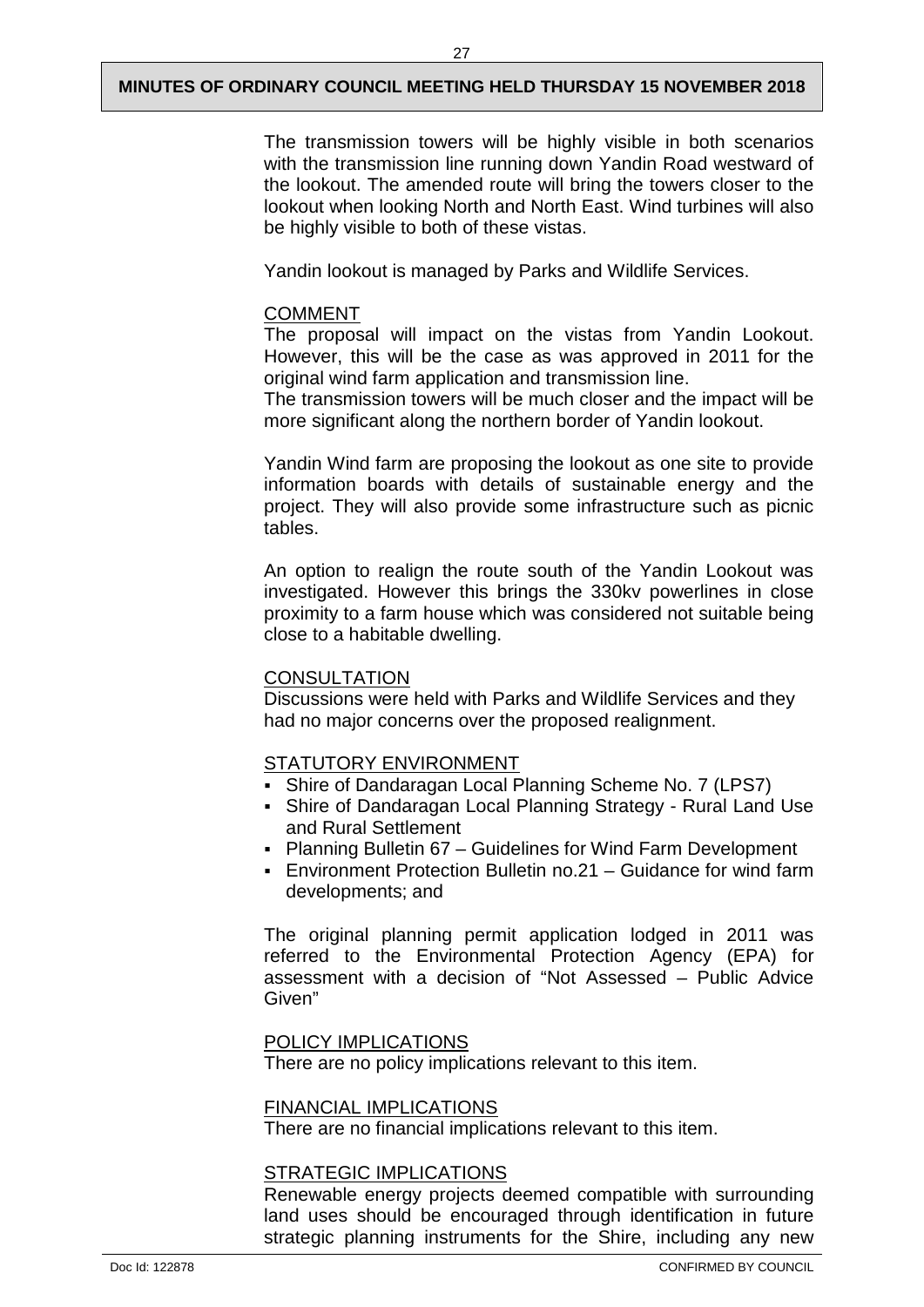The transmission towers will be highly visible in both scenarios with the transmission line running down Yandin Road westward of the lookout. The amended route will bring the towers closer to the lookout when looking North and North East. Wind turbines will also be highly visible to both of these vistas.

Yandin lookout is managed by Parks and Wildlife Services.

COMMENT

The proposal will impact on the vistas from Yandin Lookout. However, this will be the case as was approved in 2011 for the original wind farm application and transmission line.

The transmission towers will be much closer and the impact will be more significant along the northern border of Yandin lookout.

Yandin Wind farm are proposing the lookout as one site to provide information boards with details of sustainable energy and the project. They will also provide some infrastructure such as picnic tables.

An option to realign the route south of the Yandin Lookout was investigated. However this brings the 330kv powerlines in close proximity to a farm house which was considered not suitable being close to a habitable dwelling.

CONSULTATION

Discussions were held with Parks and Wildlife Services and they had no major concerns over the proposed realignment.

STATUTORY ENVIRONMENT

- Shire of Dandaragan Local Planning Scheme No. 7 (LPS7)
- Shire of Dandaragan Local Planning Strategy - Rural Land Use and Rural Settlement
- Planning Bulletin 67 – Guidelines for Wind Farm Development
- Environment Protection Bulletin no.21 – Guidance for wind farm developments; and

The original planning permit application lodged in 2011 was referred to the Environmental Protection Agency (EPA) for assessment with a decision of "Not Assessed – Public Advice Given"

POLICY IMPLICATIONS

There are no policy implications relevant to this item.

FINANCIAL IMPLICATIONS

There are no financial implications relevant to this item.

STRATEGIC IMPLICATIONS

Renewable energy projects deemed compatible with surrounding land uses should be encouraged through identification in future strategic planning instruments for the Shire, including any new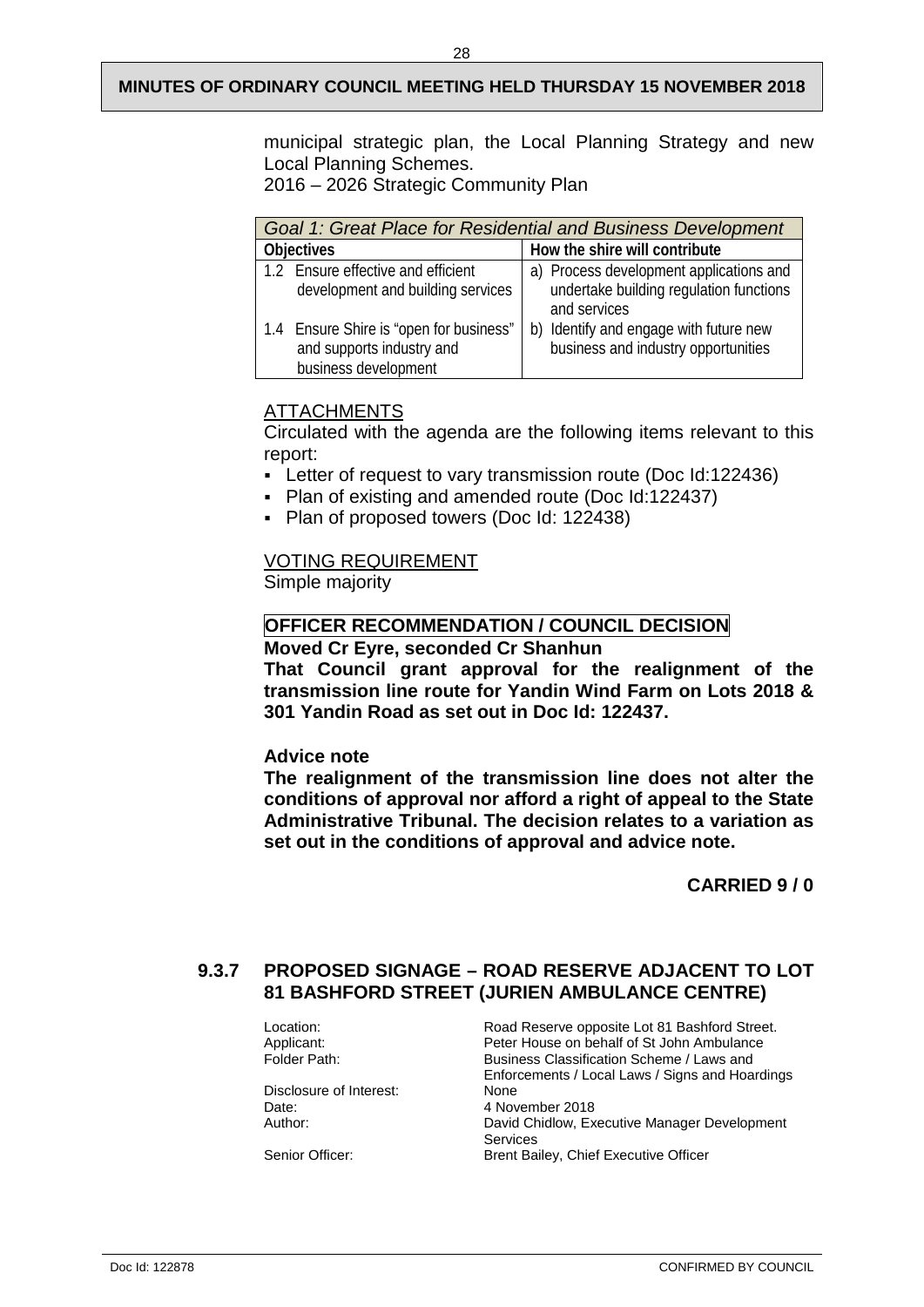municipal strategic plan, the Local Planning Strategy and new Local Planning Schemes.
2016 – 2026 Strategic Community Plan

| *Goal 1: Great Place for Residential and Business Development* | |
|---|---|
| **Objectives** | **How the shire will contribute** |
| 1.2 Ensure effective and efficient development and building services | a) Process development applications and undertake building regulation functions and services |
| 1.4 Ensure Shire is "open for business" and supports industry and business development | b) Identify and engage with future new business and industry opportunities |

ATTACHMENTS

Circulated with the agenda are the following items relevant to this report:

- Letter of request to vary transmission route (Doc Id:122436)
- Plan of existing and amended route (Doc Id:122437)
- Plan of proposed towers (Doc Id: 122438)

VOTING REQUIREMENT

Simple majority

**OFFICER RECOMMENDATION / COUNCIL DECISION**

**Moved Cr Eyre, seconded Cr Shanhun**

**That Council grant approval for the realignment of the transmission line route for Yandin Wind Farm on Lots 2018 & 301 Yandin Road as set out in Doc Id: 122437.**

**Advice note**

**The realignment of the transmission line does not alter the conditions of approval nor afford a right of appeal to the State Administrative Tribunal. The decision relates to a variation as set out in the conditions of approval and advice note.**

**CARRIED 9 / 0**

### 9.3.7 PROPOSED SIGNAGE – ROAD RESERVE ADJACENT TO LOT 81 BASHFORD STREET (JURIEN AMBULANCE CENTRE)

| | |
|---|---|
| Location: | Road Reserve opposite Lot 81 Bashford Street. |
| Applicant: | Peter House on behalf of St John Ambulance |
| Folder Path: | Business Classification Scheme / Laws and Enforcements / Local Laws / Signs and Hoardings |
| Disclosure of Interest: | None |
| Date: | 4 November 2018 |
| Author: | David Chidlow, Executive Manager Development Services |
| Senior Officer: | Brent Bailey, Chief Executive Officer |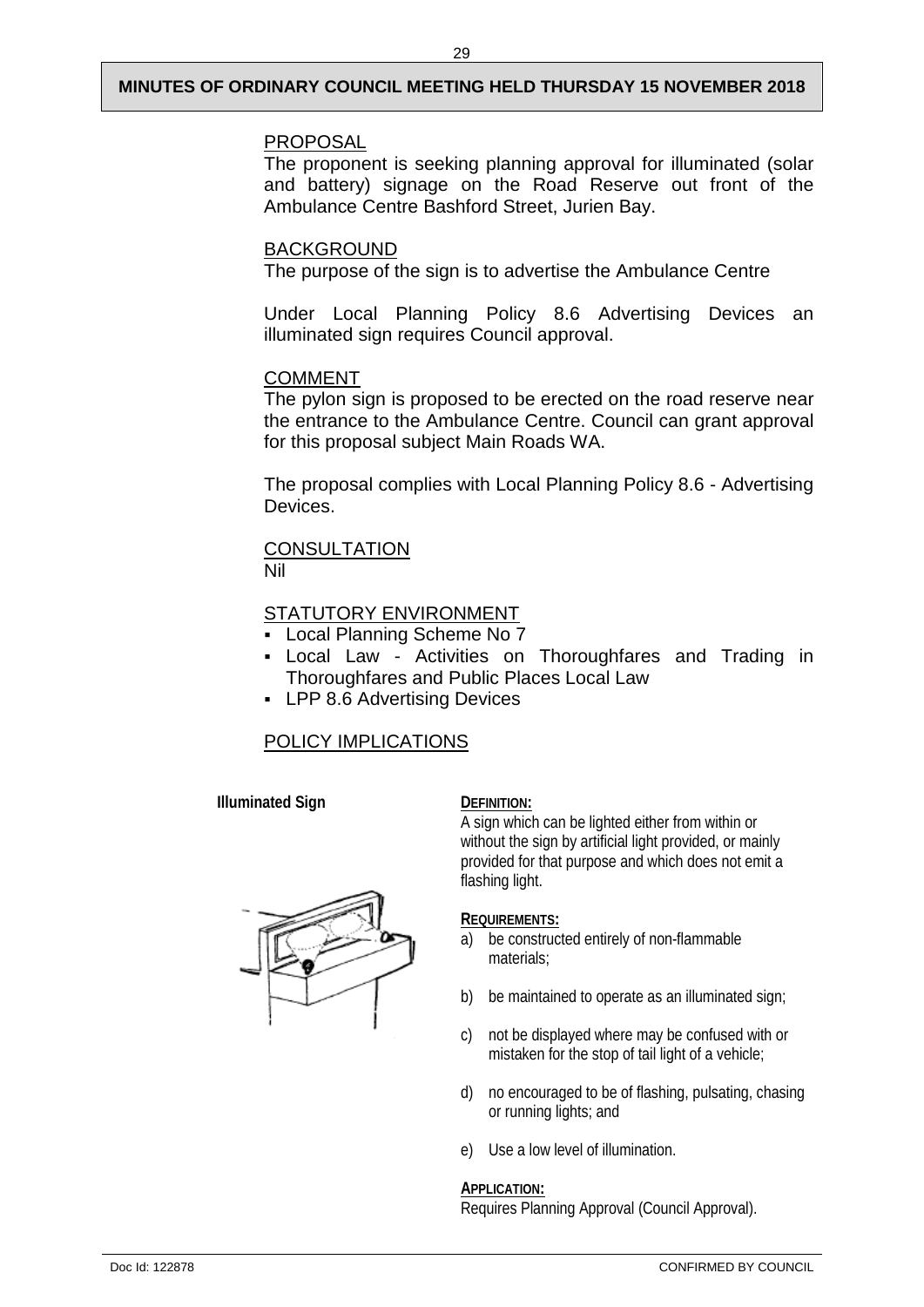PROPOSAL

The proponent is seeking planning approval for illuminated (solar and battery) signage on the Road Reserve out front of the Ambulance Centre Bashford Street, Jurien Bay.

BACKGROUND

The purpose of the sign is to advertise the Ambulance Centre

Under Local Planning Policy 8.6 Advertising Devices an illuminated sign requires Council approval.

COMMENT

The pylon sign is proposed to be erected on the road reserve near the entrance to the Ambulance Centre. Council can grant approval for this proposal subject Main Roads WA.

The proposal complies with Local Planning Policy 8.6 - Advertising Devices.

CONSULTATION

Nil

STATUTORY ENVIRONMENT

- Local Planning Scheme No 7
- Local Law - Activities on Thoroughfares and Trading in Thoroughfares and Public Places Local Law
- LPP 8.6 Advertising Devices

POLICY IMPLICATIONS

**Illuminated Sign**

**DEFINITION:**

A sign which can be lighted either from within or without the sign by artificial light provided, or mainly provided for that purpose and which does not emit a flashing light.

**REQUIREMENTS:**

a) be constructed entirely of non-flammable materials;

b) be maintained to operate as an illuminated sign;

c) not be displayed where may be confused with or mistaken for the stop of tail light of a vehicle;

d) no encouraged to be of flashing, pulsating, chasing or running lights; and

e) Use a low level of illumination.

**APPLICATION:**

Requires Planning Approval (Council Approval).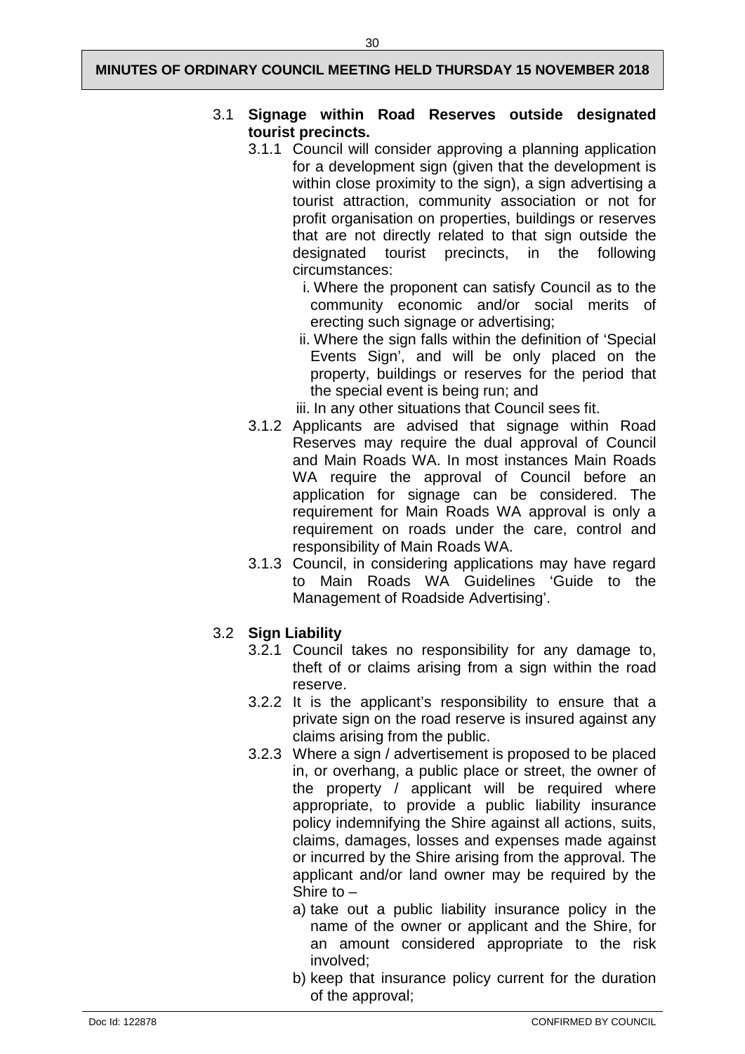**3.1 Signage within Road Reserves outside designated tourist precincts.**

3.1.1 Council will consider approving a planning application for a development sign (given that the development is within close proximity to the sign), a sign advertising a tourist attraction, community association or not for profit organisation on properties, buildings or reserves that are not directly related to that sign outside the designated tourist precincts, in the following circumstances:

- i. Where the proponent can satisfy Council as to the community economic and/or social merits of erecting such signage or advertising;
- ii. Where the sign falls within the definition of 'Special Events Sign', and will be only placed on the property, buildings or reserves for the period that the special event is being run; and
- iii. In any other situations that Council sees fit.

3.1.2 Applicants are advised that signage within Road Reserves may require the dual approval of Council and Main Roads WA. In most instances Main Roads WA require the approval of Council before an application for signage can be considered. The requirement for Main Roads WA approval is only a requirement on roads under the care, control and responsibility of Main Roads WA.

3.1.3 Council, in considering applications may have regard to Main Roads WA Guidelines 'Guide to the Management of Roadside Advertising'.

**3.2 Sign Liability**

3.2.1 Council takes no responsibility for any damage to, theft of or claims arising from a sign within the road reserve.

3.2.2 It is the applicant's responsibility to ensure that a private sign on the road reserve is insured against any claims arising from the public.

3.2.3 Where a sign / advertisement is proposed to be placed in, or overhang, a public place or street, the owner of the property / applicant will be required where appropriate, to provide a public liability insurance policy indemnifying the Shire against all actions, suits, claims, damages, losses and expenses made against or incurred by the Shire arising from the approval. The applicant and/or land owner may be required by the Shire to –

- a) take out a public liability insurance policy in the name of the owner or applicant and the Shire, for an amount considered appropriate to the risk involved;
- b) keep that insurance policy current for the duration of the approval;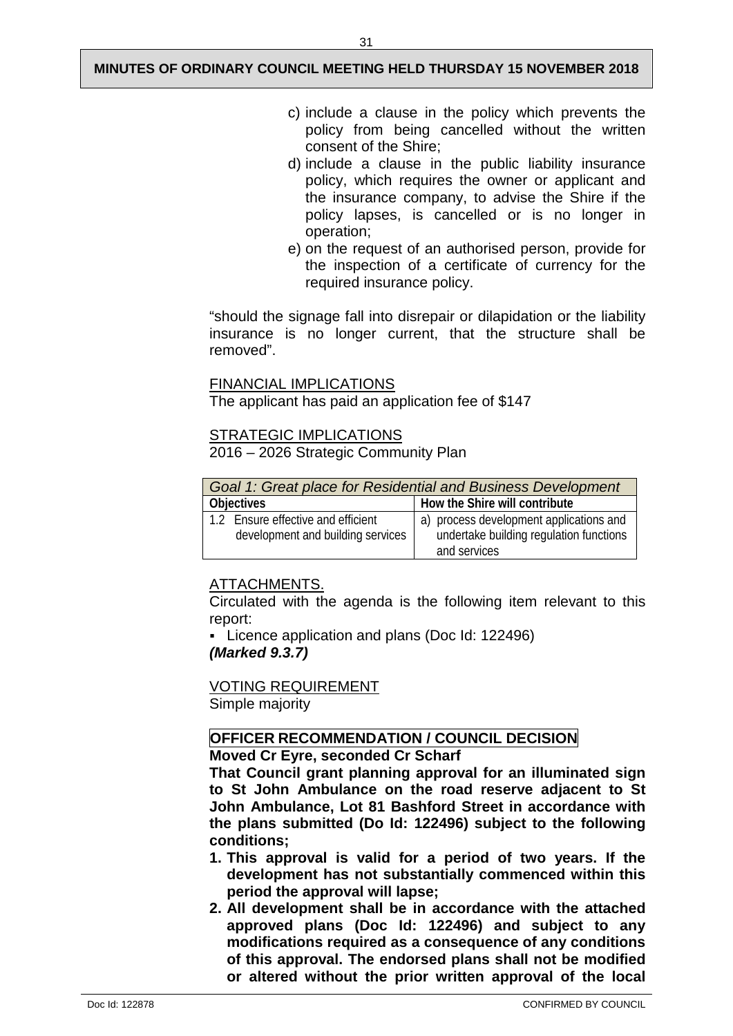c) include a clause in the policy which prevents the policy from being cancelled without the written consent of the Shire;
d) include a clause in the public liability insurance policy, which requires the owner or applicant and the insurance company, to advise the Shire if the policy lapses, is cancelled or is no longer in operation;
e) on the request of an authorised person, provide for the inspection of a certificate of currency for the required insurance policy.

"should the signage fall into disrepair or dilapidation or the liability insurance is no longer current, that the structure shall be removed".

FINANCIAL IMPLICATIONS
The applicant has paid an application fee of $147

STRATEGIC IMPLICATIONS
2016 – 2026 Strategic Community Plan

| *Goal 1: Great place for Residential and Business Development* | |
|---|---|
| **Objectives** | **How the Shire will contribute** |
| 1.2 Ensure effective and efficient development and building services | a) process development applications and undertake building regulation functions and services |

ATTACHMENTS.
Circulated with the agenda is the following item relevant to this report:

- Licence application and plans (Doc Id: 122496)

***(Marked 9.3.7)***

VOTING REQUIREMENT
Simple majority

**OFFICER RECOMMENDATION / COUNCIL DECISION**
**Moved Cr Eyre, seconded Cr Scharf**
**That Council grant planning approval for an illuminated sign to St John Ambulance on the road reserve adjacent to St John Ambulance, Lot 81 Bashford Street in accordance with the plans submitted (Do Id: 122496) subject to the following conditions;**

1. **This approval is valid for a period of two years. If the development has not substantially commenced within this period the approval will lapse;**
2. **All development shall be in accordance with the attached approved plans (Doc Id: 122496) and subject to any modifications required as a consequence of any conditions of this approval. The endorsed plans shall not be modified or altered without the prior written approval of the local**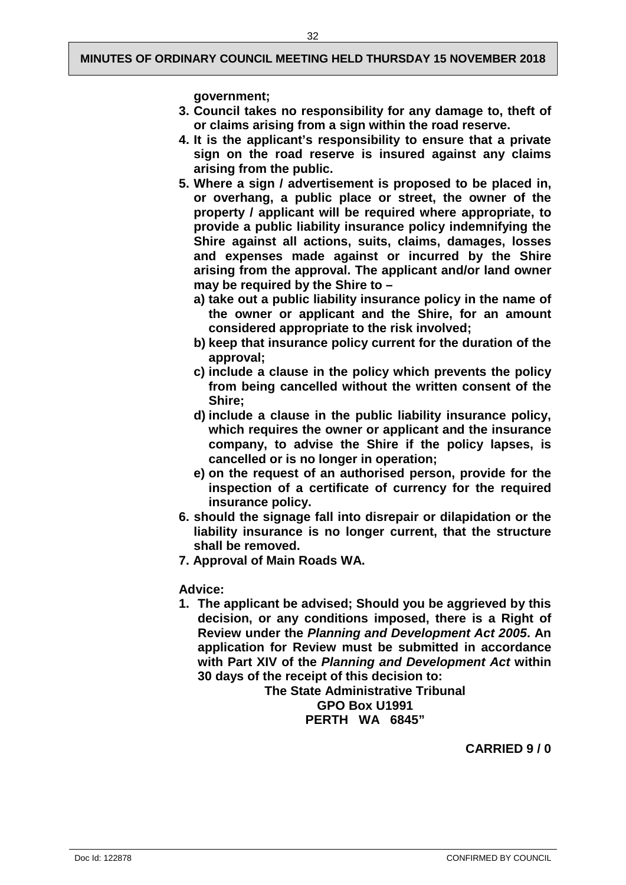**government;**

3. **Council takes no responsibility for any damage to, theft of or claims arising from a sign within the road reserve.**
4. **It is the applicant's responsibility to ensure that a private sign on the road reserve is insured against any claims arising from the public.**
5. **Where a sign / advertisement is proposed to be placed in, or overhang, a public place or street, the owner of the property / applicant will be required where appropriate, to provide a public liability insurance policy indemnifying the Shire against all actions, suits, claims, damages, losses and expenses made against or incurred by the Shire arising from the approval. The applicant and/or land owner may be required by the Shire to –**
   a) **take out a public liability insurance policy in the name of the owner or applicant and the Shire, for an amount considered appropriate to the risk involved;**
   b) **keep that insurance policy current for the duration of the approval;**
   c) **include a clause in the policy which prevents the policy from being cancelled without the written consent of the Shire;**
   d) **include a clause in the public liability insurance policy, which requires the owner or applicant and the insurance company, to advise the Shire if the policy lapses, is cancelled or is no longer in operation;**
   e) **on the request of an authorised person, provide for the inspection of a certificate of currency for the required insurance policy.**
6. **should the signage fall into disrepair or dilapidation or the liability insurance is no longer current, that the structure shall be removed.**
7. **Approval of Main Roads WA.**

**Advice:**

1. **The applicant be advised; Should you be aggrieved by this decision, or any conditions imposed, there is a Right of Review under the *Planning and Development Act 2005*. An application for Review must be submitted in accordance with Part XIV of the *Planning and Development Act* within 30 days of the receipt of this decision to:**

   **The State Administrative Tribunal**
   **GPO Box U1991**
   **PERTH WA 6845"**

**CARRIED 9 / 0**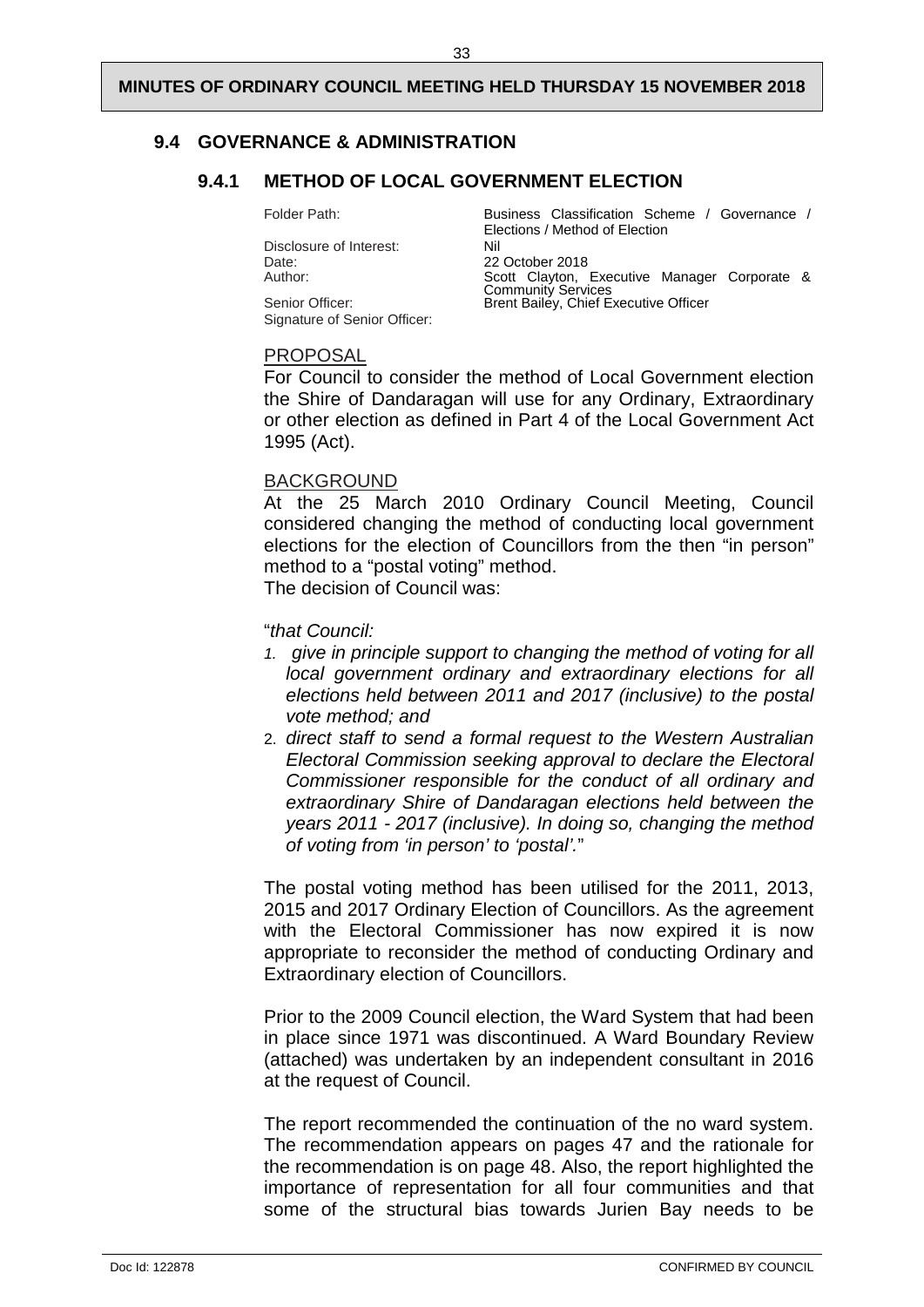## 9.4 GOVERNANCE & ADMINISTRATION

### 9.4.1 METHOD OF LOCAL GOVERNMENT ELECTION

| | |
|---|---|
| Folder Path: | Business Classification Scheme / Governance / Elections / Method of Election |
| Disclosure of Interest: | Nil |
| Date: | 22 October 2018 |
| Author: | Scott Clayton, Executive Manager Corporate & Community Services |
| Senior Officer: | Brent Bailey, Chief Executive Officer |
| Signature of Senior Officer: | |

PROPOSAL

For Council to consider the method of Local Government election the Shire of Dandaragan will use for any Ordinary, Extraordinary or other election as defined in Part 4 of the Local Government Act 1995 (Act).

BACKGROUND

At the 25 March 2010 Ordinary Council Meeting, Council considered changing the method of conducting local government elections for the election of Councillors from the then "in person" method to a "postal voting" method.

The decision of Council was:

"*that Council:*

1. *give in principle support to changing the method of voting for all local government ordinary and extraordinary elections for all elections held between 2011 and 2017 (inclusive) to the postal vote method; and*
2. *direct staff to send a formal request to the Western Australian Electoral Commission seeking approval to declare the Electoral Commissioner responsible for the conduct of all ordinary and extraordinary Shire of Dandaragan elections held between the years 2011 - 2017 (inclusive). In doing so, changing the method of voting from 'in person' to 'postal'.*"

The postal voting method has been utilised for the 2011, 2013, 2015 and 2017 Ordinary Election of Councillors. As the agreement with the Electoral Commissioner has now expired it is now appropriate to reconsider the method of conducting Ordinary and Extraordinary election of Councillors.

Prior to the 2009 Council election, the Ward System that had been in place since 1971 was discontinued. A Ward Boundary Review (attached) was undertaken by an independent consultant in 2016 at the request of Council.

The report recommended the continuation of the no ward system. The recommendation appears on pages 47 and the rationale for the recommendation is on page 48. Also, the report highlighted the importance of representation for all four communities and that some of the structural bias towards Jurien Bay needs to be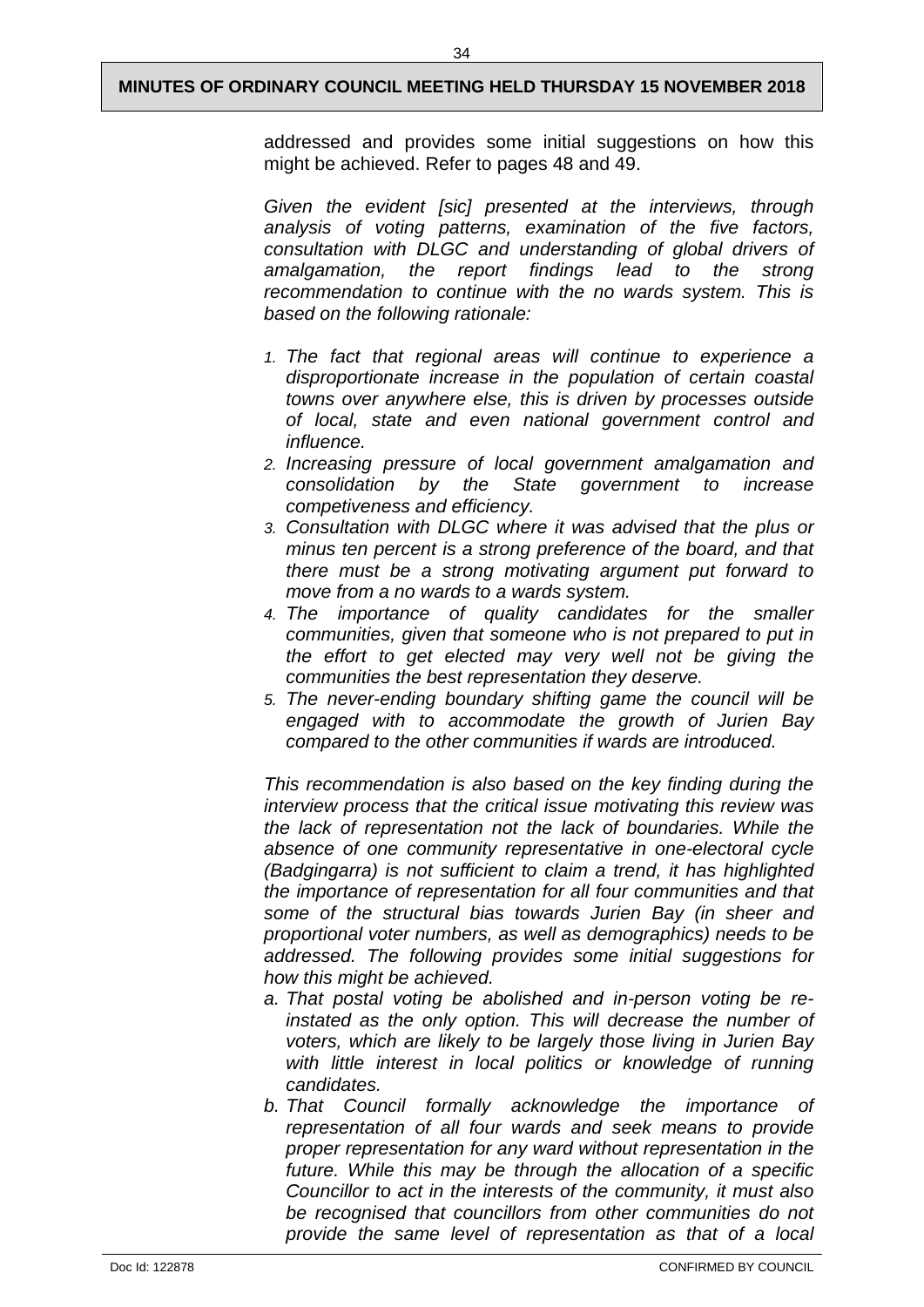addressed and provides some initial suggestions on how this might be achieved. Refer to pages 48 and 49.

*Given the evident [sic] presented at the interviews, through analysis of voting patterns, examination of the five factors, consultation with DLGC and understanding of global drivers of amalgamation, the report findings lead to the strong recommendation to continue with the no wards system. This is based on the following rationale:*

1. *The fact that regional areas will continue to experience a disproportionate increase in the population of certain coastal towns over anywhere else, this is driven by processes outside of local, state and even national government control and influence.*
2. *Increasing pressure of local government amalgamation and consolidation by the State government to increase competiveness and efficiency.*
3. *Consultation with DLGC where it was advised that the plus or minus ten percent is a strong preference of the board, and that there must be a strong motivating argument put forward to move from a no wards to a wards system.*
4. *The importance of quality candidates for the smaller communities, given that someone who is not prepared to put in the effort to get elected may very well not be giving the communities the best representation they deserve.*
5. *The never-ending boundary shifting game the council will be engaged with to accommodate the growth of Jurien Bay compared to the other communities if wards are introduced.*

*This recommendation is also based on the key finding during the interview process that the critical issue motivating this review was the lack of representation not the lack of boundaries. While the absence of one community representative in one-electoral cycle (Badgingarra) is not sufficient to claim a trend, it has highlighted the importance of representation for all four communities and that some of the structural bias towards Jurien Bay (in sheer and proportional voter numbers, as well as demographics) needs to be addressed. The following provides some initial suggestions for how this might be achieved.*

a. *That postal voting be abolished and in-person voting be re-instated as the only option. This will decrease the number of voters, which are likely to be largely those living in Jurien Bay with little interest in local politics or knowledge of running candidates.*
b. *That Council formally acknowledge the importance of representation of all four wards and seek means to provide proper representation for any ward without representation in the future. While this may be through the allocation of a specific Councillor to act in the interests of the community, it must also be recognised that councillors from other communities do not provide the same level of representation as that of a local*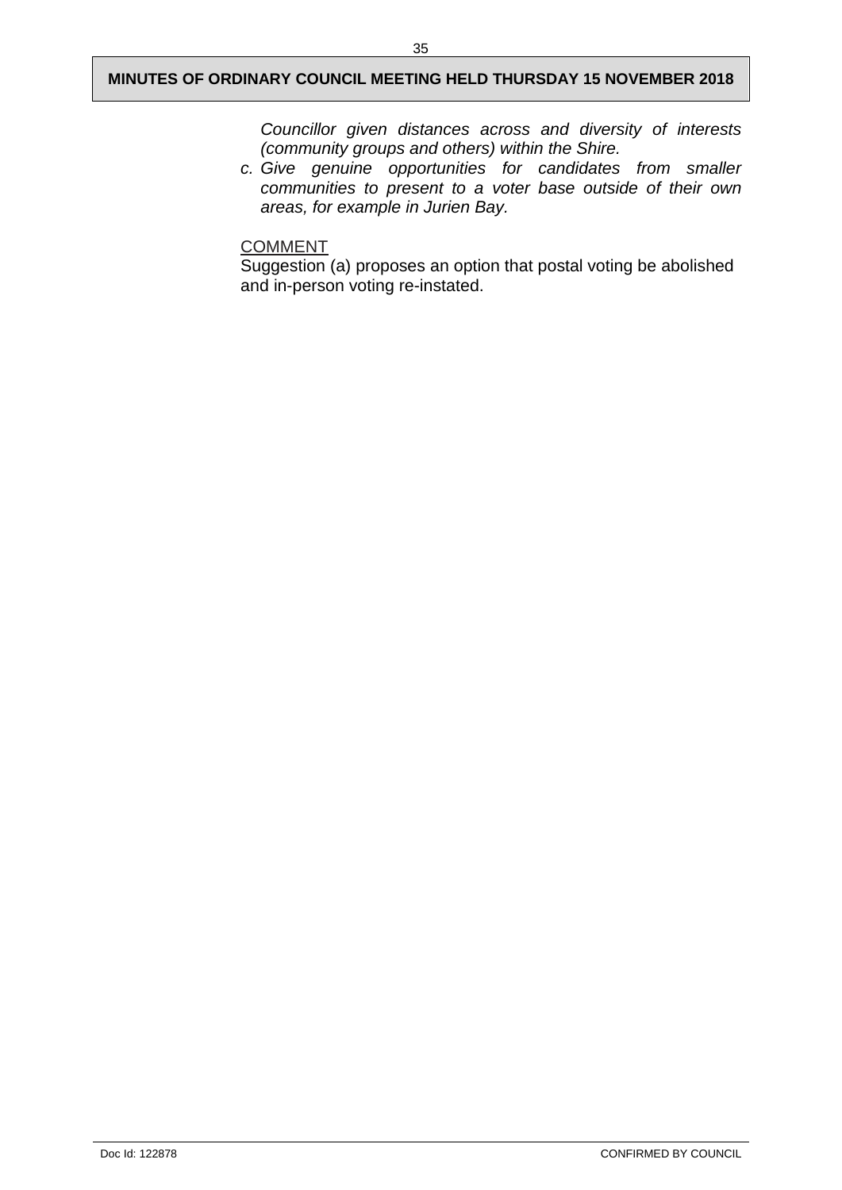*Councillor given distances across and diversity of interests (community groups and others) within the Shire.*

c. *Give genuine opportunities for candidates from smaller communities to present to a voter base outside of their own areas, for example in Jurien Bay.*

<u>COMMENT</u>

Suggestion (a) proposes an option that postal voting be abolished and in-person voting re-instated.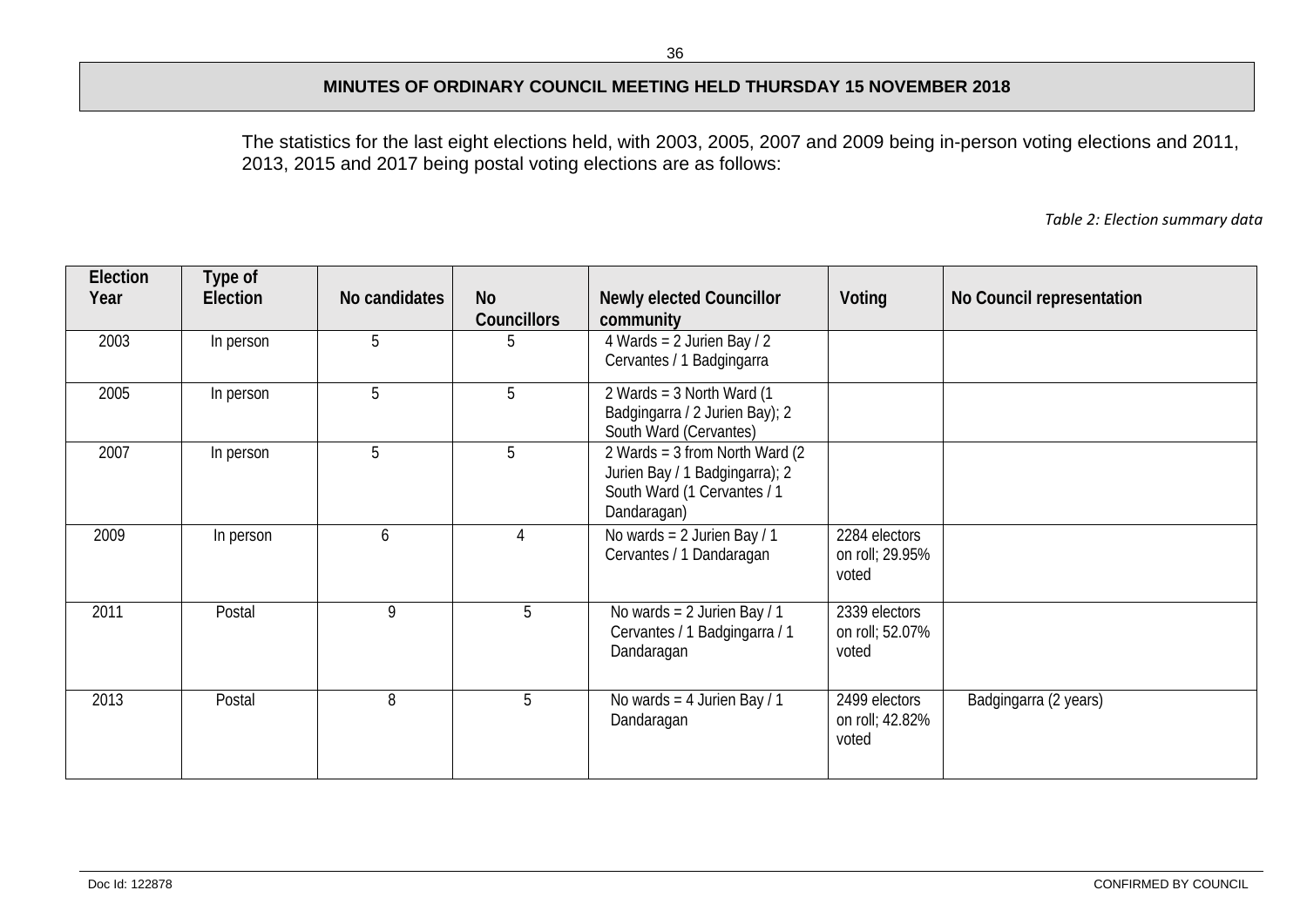The statistics for the last eight elections held, with 2003, 2005, 2007 and 2009 being in-person voting elections and 2011, 2013, 2015 and 2017 being postal voting elections are as follows:

*Table 2: Election summary data*

| Election Year | Type of Election | No candidates | No Councillors | Newly elected Councillor community | Voting | No Council representation |
|---|---|---|---|---|---|---|
| 2003 | In person | 5 | 5 | 4 Wards = 2 Jurien Bay / 2 Cervantes / 1 Badgingarra | | |
| 2005 | In person | 5 | 5 | 2 Wards = 3 North Ward (1 Badgingarra / 2 Jurien Bay); 2 South Ward (Cervantes) | | |
| 2007 | In person | 5 | 5 | 2 Wards = 3 from North Ward (2 Jurien Bay / 1 Badgingarra); 2 South Ward (1 Cervantes / 1 Dandaragan) | | |
| 2009 | In person | 6 | 4 | No wards = 2 Jurien Bay / 1 Cervantes / 1 Dandaragan | 2284 electors on roll; 29.95% voted | |
| 2011 | Postal | 9 | 5 | No wards = 2 Jurien Bay / 1 Cervantes / 1 Badgingarra / 1 Dandaragan | 2339 electors on roll; 52.07% voted | |
| 2013 | Postal | 8 | 5 | No wards = 4 Jurien Bay / 1 Dandaragan | 2499 electors on roll; 42.82% voted | Badgingarra (2 years) |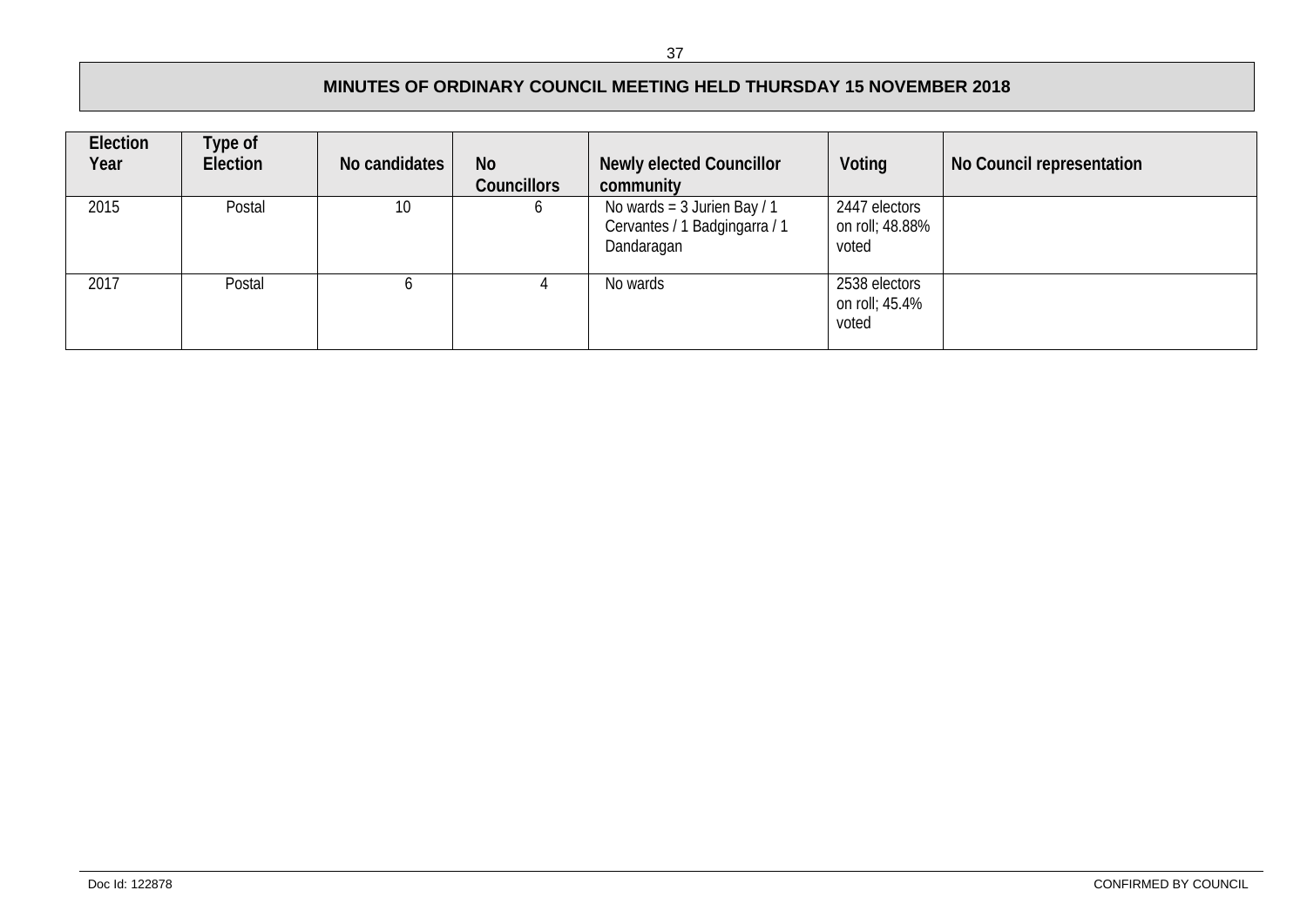| Election Year | Type of Election | No candidates | No Councillors | Newly elected Councillor community | Voting | No Council representation |
|---|---|---|---|---|---|---|
| 2015 | Postal | 10 | 6 | No wards = 3 Jurien Bay / 1 Cervantes / 1 Badgingarra / 1 Dandaragan | 2447 electors on roll; 48.88% voted | |
| 2017 | Postal | 6 | 4 | No wards | 2538 electors on roll; 45.4% voted | |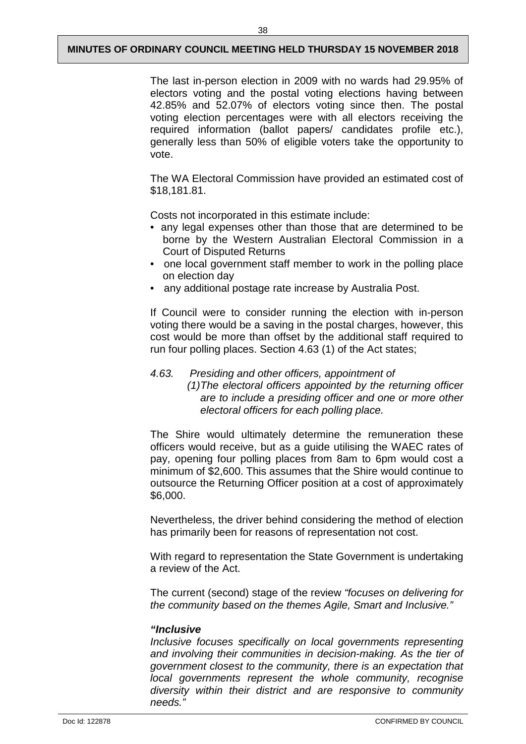The last in-person election in 2009 with no wards had 29.95% of electors voting and the postal voting elections having between 42.85% and 52.07% of electors voting since then. The postal voting election percentages were with all electors receiving the required information (ballot papers/ candidates profile etc.), generally less than 50% of eligible voters take the opportunity to vote.

The WA Electoral Commission have provided an estimated cost of $18,181.81.

Costs not incorporated in this estimate include:

- any legal expenses other than those that are determined to be borne by the Western Australian Electoral Commission in a Court of Disputed Returns
- one local government staff member to work in the polling place on election day
- any additional postage rate increase by Australia Post.

If Council were to consider running the election with in-person voting there would be a saving in the postal charges, however, this cost would be more than offset by the additional staff required to run four polling places. Section 4.63 (1) of the Act states;

*4.63. Presiding and other officers, appointment of*

*(1) The electoral officers appointed by the returning officer are to include a presiding officer and one or more other electoral officers for each polling place.*

The Shire would ultimately determine the remuneration these officers would receive, but as a guide utilising the WAEC rates of pay, opening four polling places from 8am to 6pm would cost a minimum of $2,600. This assumes that the Shire would continue to outsource the Returning Officer position at a cost of approximately $6,000.

Nevertheless, the driver behind considering the method of election has primarily been for reasons of representation not cost.

With regard to representation the State Government is undertaking a review of the Act.

The current (second) stage of the review *"focuses on delivering for the community based on the themes Agile, Smart and Inclusive."*

***"Inclusive***

*Inclusive focuses specifically on local governments representing and involving their communities in decision-making. As the tier of government closest to the community, there is an expectation that local governments represent the whole community, recognise diversity within their district and are responsive to community needs."*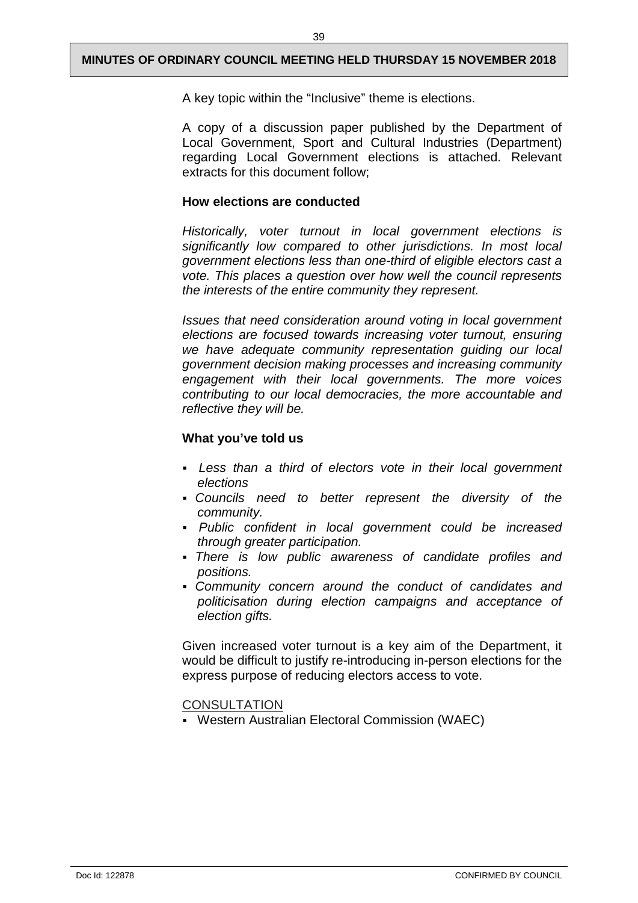A key topic within the "Inclusive" theme is elections.

A copy of a discussion paper published by the Department of Local Government, Sport and Cultural Industries (Department) regarding Local Government elections is attached. Relevant extracts for this document follow;

**How elections are conducted**

*Historically, voter turnout in local government elections is significantly low compared to other jurisdictions. In most local government elections less than one-third of eligible electors cast a vote. This places a question over how well the council represents the interests of the entire community they represent.*

*Issues that need consideration around voting in local government elections are focused towards increasing voter turnout, ensuring we have adequate community representation guiding our local government decision making processes and increasing community engagement with their local governments. The more voices contributing to our local democracies, the more accountable and reflective they will be.*

**What you've told us**

- *Less than a third of electors vote in their local government elections*
- *Councils need to better represent the diversity of the community.*
- *Public confident in local government could be increased through greater participation.*
- *There is low public awareness of candidate profiles and positions.*
- *Community concern around the conduct of candidates and politicisation during election campaigns and acceptance of election gifts.*

Given increased voter turnout is a key aim of the Department, it would be difficult to justify re-introducing in-person elections for the express purpose of reducing electors access to vote.

CONSULTATION

- Western Australian Electoral Commission (WAEC)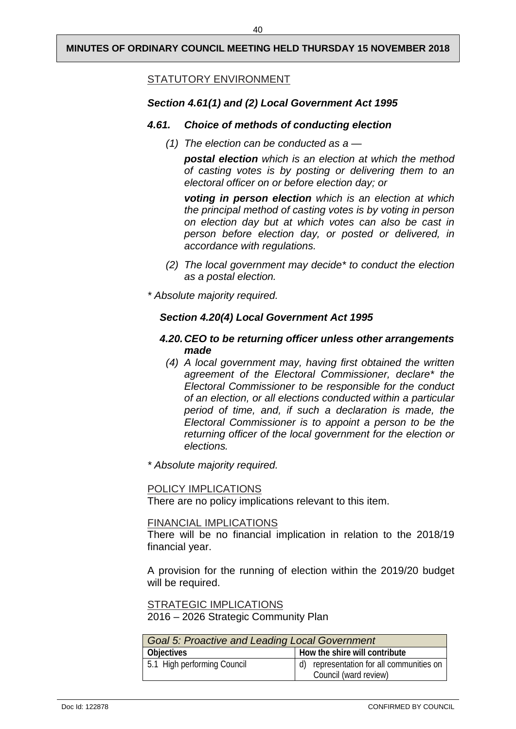STATUTORY ENVIRONMENT

***Section 4.61(1) and (2) Local Government Act 1995***

***4.61. Choice of methods of conducting election***

*(1) The election can be conducted as a —*

***postal election*** *which is an election at which the method of casting votes is by posting or delivering them to an electoral officer on or before election day; or*

***voting in person election*** *which is an election at which the principal method of casting votes is by voting in person on election day but at which votes can also be cast in person before election day, or posted or delivered, in accordance with regulations.*

*(2) The local government may decide* to conduct the election as a postal election.*

** Absolute majority required.*

***Section 4.20(4) Local Government Act 1995***

***4.20. CEO to be returning officer unless other arrangements made***

*(4) A local government may, having first obtained the written agreement of the Electoral Commissioner, declare* the Electoral Commissioner to be responsible for the conduct of an election, or all elections conducted within a particular period of time, and, if such a declaration is made, the Electoral Commissioner is to appoint a person to be the returning officer of the local government for the election or elections.*

** Absolute majority required.*

POLICY IMPLICATIONS

There are no policy implications relevant to this item.

FINANCIAL IMPLICATIONS

There will be no financial implication in relation to the 2018/19 financial year.

A provision for the running of election within the 2019/20 budget will be required.

STRATEGIC IMPLICATIONS

2016 – 2026 Strategic Community Plan

| *Goal 5: Proactive and Leading Local Government* | |
|---|---|
| **Objectives** | **How the shire will contribute** |
| 5.1 High performing Council | d) representation for all communities on Council (ward review) |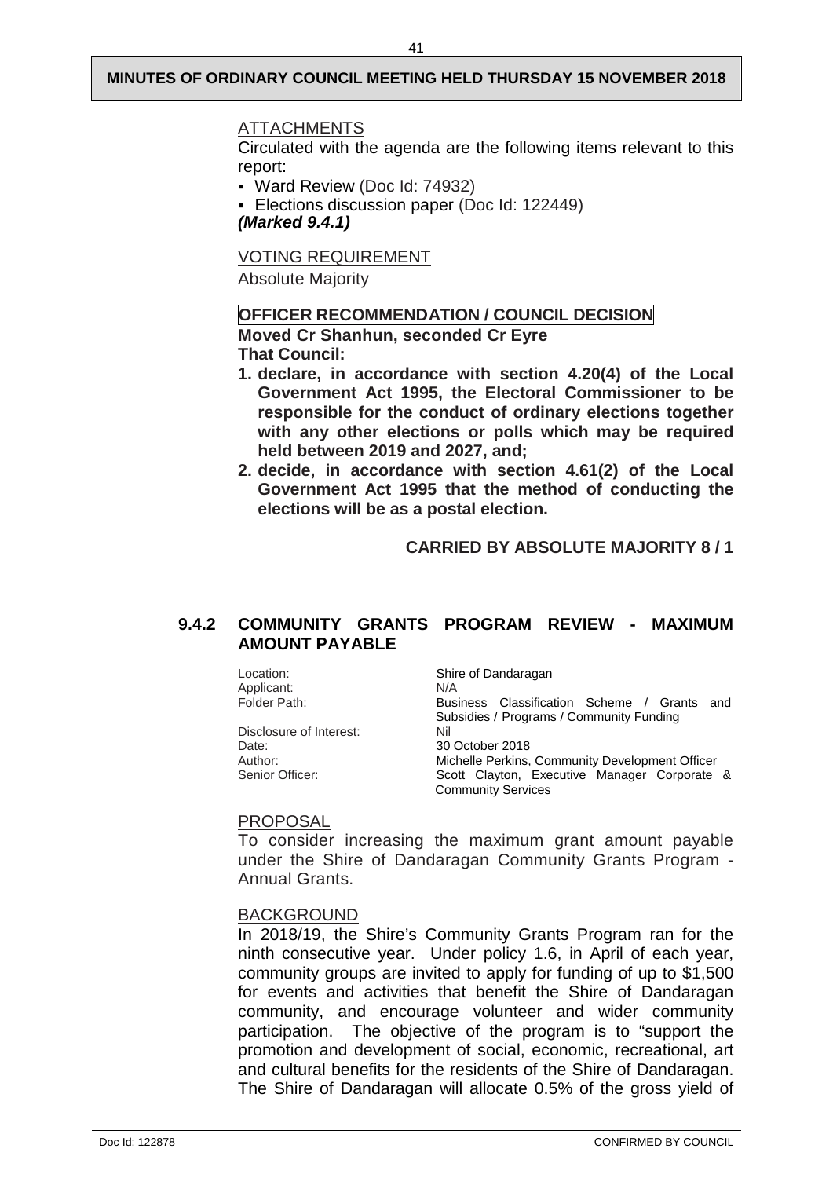ATTACHMENTS

Circulated with the agenda are the following items relevant to this report:

- Ward Review (Doc Id: 74932)
- Elections discussion paper (Doc Id: 122449)

***(Marked 9.4.1)***

VOTING REQUIREMENT

Absolute Majority

**OFFICER RECOMMENDATION / COUNCIL DECISION**

**Moved Cr Shanhun, seconded Cr Eyre**

**That Council:**

1. **declare, in accordance with section 4.20(4) of the Local Government Act 1995, the Electoral Commissioner to be responsible for the conduct of ordinary elections together with any other elections or polls which may be required held between 2019 and 2027, and;**
2. **decide, in accordance with section 4.61(2) of the Local Government Act 1995 that the method of conducting the elections will be as a postal election.**

**CARRIED BY ABSOLUTE MAJORITY 8 / 1**

## 9.4.2 COMMUNITY GRANTS PROGRAM REVIEW - MAXIMUM AMOUNT PAYABLE

| | |
|---|---|
| Location: | Shire of Dandaragan |
| Applicant: | N/A |
| Folder Path: | Business Classification Scheme / Grants and Subsidies / Programs / Community Funding |
| Disclosure of Interest: | Nil |
| Date: | 30 October 2018 |
| Author: | Michelle Perkins, Community Development Officer |
| Senior Officer: | Scott Clayton, Executive Manager Corporate & Community Services |

PROPOSAL

To consider increasing the maximum grant amount payable under the Shire of Dandaragan Community Grants Program - Annual Grants.

BACKGROUND

In 2018/19, the Shire's Community Grants Program ran for the ninth consecutive year. Under policy 1.6, in April of each year, community groups are invited to apply for funding of up to $1,500 for events and activities that benefit the Shire of Dandaragan community, and encourage volunteer and wider community participation. The objective of the program is to "support the promotion and development of social, economic, recreational, art and cultural benefits for the residents of the Shire of Dandaragan. The Shire of Dandaragan will allocate 0.5% of the gross yield of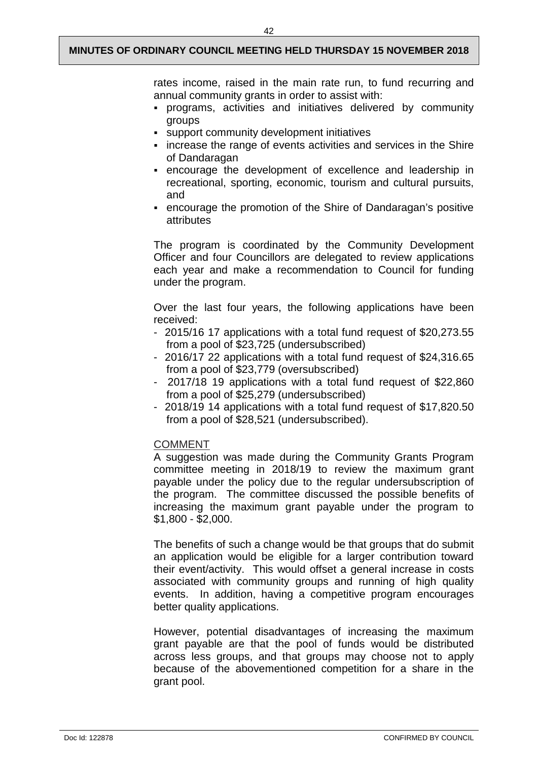rates income, raised in the main rate run, to fund recurring and annual community grants in order to assist with:

- programs, activities and initiatives delivered by community groups
- support community development initiatives
- increase the range of events activities and services in the Shire of Dandaragan
- encourage the development of excellence and leadership in recreational, sporting, economic, tourism and cultural pursuits, and
- encourage the promotion of the Shire of Dandaragan's positive attributes

The program is coordinated by the Community Development Officer and four Councillors are delegated to review applications each year and make a recommendation to Council for funding under the program.

Over the last four years, the following applications have been received:

- 2015/16 17 applications with a total fund request of $20,273.55 from a pool of $23,725 (undersubscribed)
- 2016/17 22 applications with a total fund request of $24,316.65 from a pool of $23,779 (oversubscribed)
- 2017/18 19 applications with a total fund request of $22,860 from a pool of $25,279 (undersubscribed)
- 2018/19 14 applications with a total fund request of $17,820.50 from a pool of $28,521 (undersubscribed).

COMMENT

A suggestion was made during the Community Grants Program committee meeting in 2018/19 to review the maximum grant payable under the policy due to the regular undersubscription of the program. The committee discussed the possible benefits of increasing the maximum grant payable under the program to $1,800 - $2,000.

The benefits of such a change would be that groups that do submit an application would be eligible for a larger contribution toward their event/activity. This would offset a general increase in costs associated with community groups and running of high quality events. In addition, having a competitive program encourages better quality applications.

However, potential disadvantages of increasing the maximum grant payable are that the pool of funds would be distributed across less groups, and that groups may choose not to apply because of the abovementioned competition for a share in the grant pool.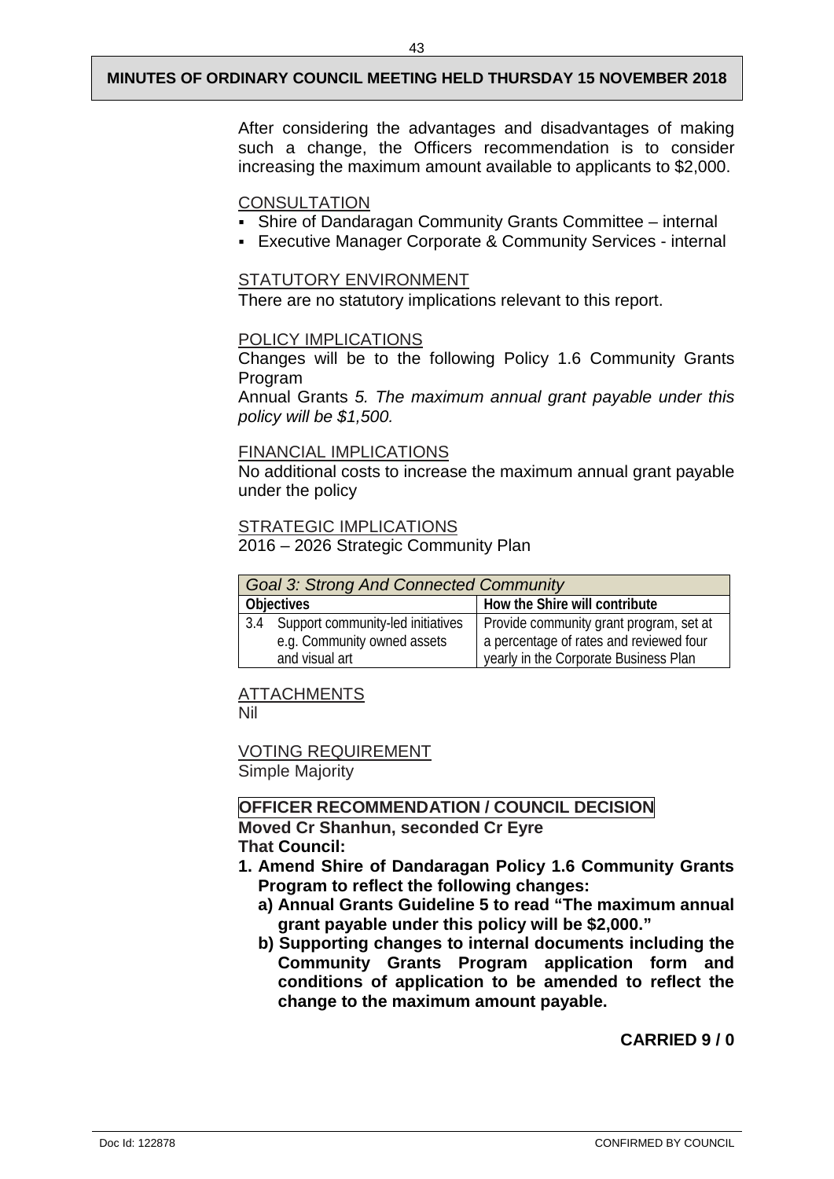After considering the advantages and disadvantages of making such a change, the Officers recommendation is to consider increasing the maximum amount available to applicants to $2,000.

CONSULTATION

- Shire of Dandaragan Community Grants Committee – internal
- Executive Manager Corporate & Community Services - internal

STATUTORY ENVIRONMENT

There are no statutory implications relevant to this report.

POLICY IMPLICATIONS

Changes will be to the following Policy 1.6 Community Grants Program

Annual Grants *5. The maximum annual grant payable under this policy will be $1,500.*

FINANCIAL IMPLICATIONS

No additional costs to increase the maximum annual grant payable under the policy

STRATEGIC IMPLICATIONS

2016 – 2026 Strategic Community Plan

| *Goal 3: Strong And Connected Community* | |
|---|---|
| **Objectives** | **How the Shire will contribute** |
| 3.4 Support community-led initiatives e.g. Community owned assets and visual art | Provide community grant program, set at a percentage of rates and reviewed four yearly in the Corporate Business Plan |

ATTACHMENTS

Nil

VOTING REQUIREMENT

Simple Majority

**OFFICER RECOMMENDATION / COUNCIL DECISION**

**Moved Cr Shanhun, seconded Cr Eyre**

**That Council:**

1. **Amend Shire of Dandaragan Policy 1.6 Community Grants Program to reflect the following changes:**
   a) **Annual Grants Guideline 5 to read "The maximum annual grant payable under this policy will be $2,000."**
   b) **Supporting changes to internal documents including the Community Grants Program application form and conditions of application to be amended to reflect the change to the maximum amount payable.**

**CARRIED 9 / 0**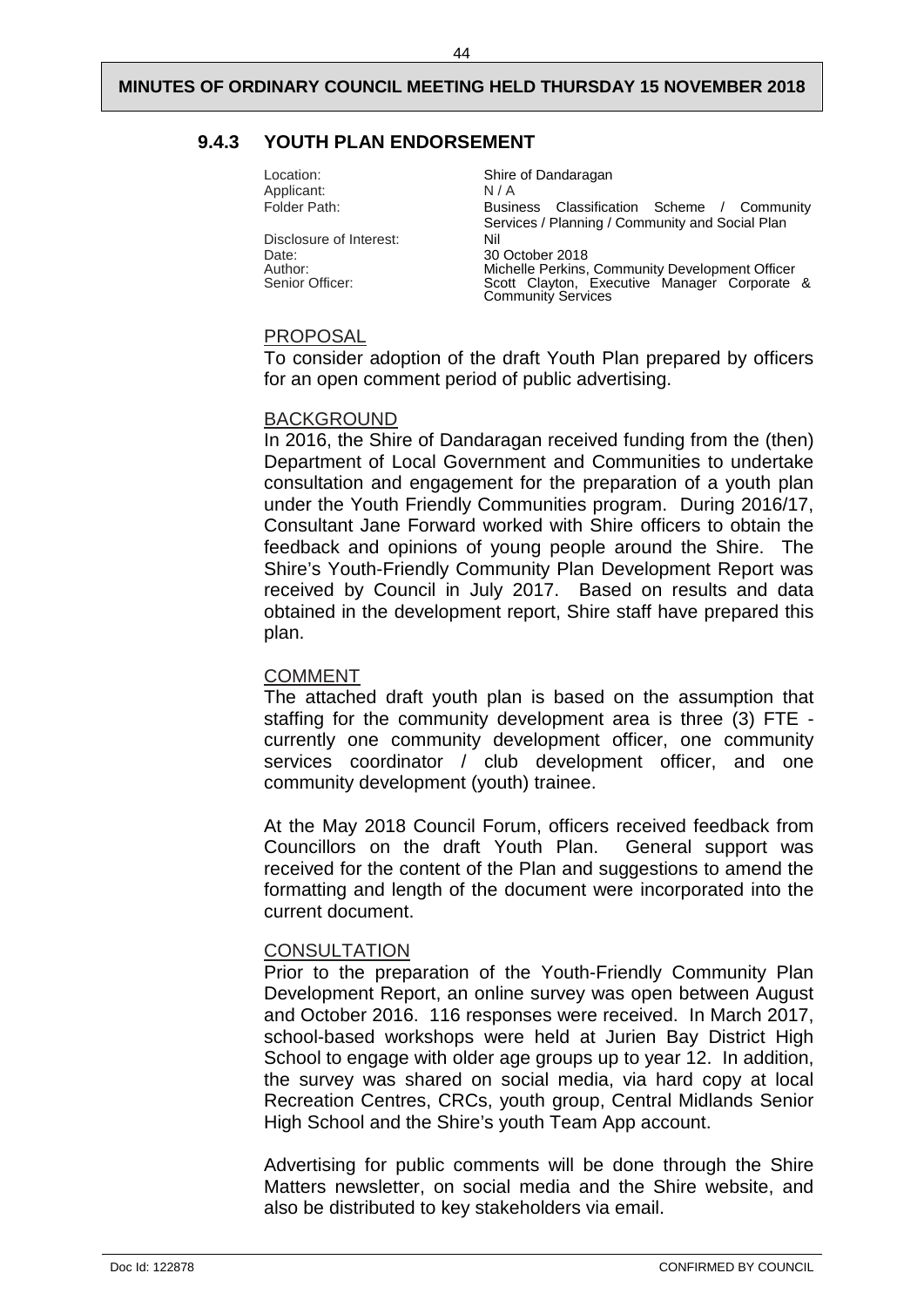### 9.4.3 YOUTH PLAN ENDORSEMENT

| | |
|---|---|
| Location: | Shire of Dandaragan |
| Applicant: | N / A |
| Folder Path: | Business Classification Scheme / Community Services / Planning / Community and Social Plan |
| Disclosure of Interest: | Nil |
| Date: | 30 October 2018 |
| Author: | Michelle Perkins, Community Development Officer |
| Senior Officer: | Scott Clayton, Executive Manager Corporate & Community Services |

PROPOSAL

To consider adoption of the draft Youth Plan prepared by officers for an open comment period of public advertising.

BACKGROUND

In 2016, the Shire of Dandaragan received funding from the (then) Department of Local Government and Communities to undertake consultation and engagement for the preparation of a youth plan under the Youth Friendly Communities program. During 2016/17, Consultant Jane Forward worked with Shire officers to obtain the feedback and opinions of young people around the Shire. The Shire's Youth-Friendly Community Plan Development Report was received by Council in July 2017. Based on results and data obtained in the development report, Shire staff have prepared this plan.

COMMENT

The attached draft youth plan is based on the assumption that staffing for the community development area is three (3) FTE - currently one community development officer, one community services coordinator / club development officer, and one community development (youth) trainee.

At the May 2018 Council Forum, officers received feedback from Councillors on the draft Youth Plan. General support was received for the content of the Plan and suggestions to amend the formatting and length of the document were incorporated into the current document.

CONSULTATION

Prior to the preparation of the Youth-Friendly Community Plan Development Report, an online survey was open between August and October 2016. 116 responses were received. In March 2017, school-based workshops were held at Jurien Bay District High School to engage with older age groups up to year 12. In addition, the survey was shared on social media, via hard copy at local Recreation Centres, CRCs, youth group, Central Midlands Senior High School and the Shire's youth Team App account.

Advertising for public comments will be done through the Shire Matters newsletter, on social media and the Shire website, and also be distributed to key stakeholders via email.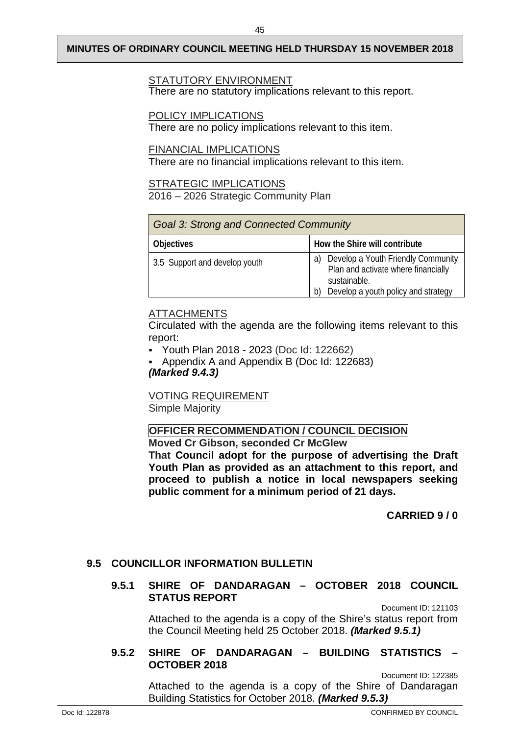STATUTORY ENVIRONMENT

There are no statutory implications relevant to this report.

POLICY IMPLICATIONS

There are no policy implications relevant to this item.

FINANCIAL IMPLICATIONS

There are no financial implications relevant to this item.

STRATEGIC IMPLICATIONS

2016 – 2026 Strategic Community Plan

| *Goal 3: Strong and Connected Community* | |
|---|---|
| **Objectives** | **How the Shire will contribute** |
| 3.5 Support and develop youth | a) Develop a Youth Friendly Community Plan and activate where financially sustainable.<br>b) Develop a youth policy and strategy |

ATTACHMENTS

Circulated with the agenda are the following items relevant to this report:

- Youth Plan 2018 - 2023 (Doc Id: 122662)
- Appendix A and Appendix B (Doc Id: 122683)

***(Marked 9.4.3)***

VOTING REQUIREMENT

Simple Majority

**OFFICER RECOMMENDATION / COUNCIL DECISION**

**Moved Cr Gibson, seconded Cr McGlew**

**That Council adopt for the purpose of advertising the Draft Youth Plan as provided as an attachment to this report, and proceed to publish a notice in local newspapers seeking public comment for a minimum period of 21 days.**

**CARRIED 9 / 0**

## 9.5 COUNCILLOR INFORMATION BULLETIN

### 9.5.1 SHIRE OF DANDARAGAN – OCTOBER 2018 COUNCIL STATUS REPORT

Document ID: 121103

Attached to the agenda is a copy of the Shire's status report from the Council Meeting held 25 October 2018. ***(Marked 9.5.1)***

### 9.5.2 SHIRE OF DANDARAGAN – BUILDING STATISTICS – OCTOBER 2018

Document ID: 122385

Attached to the agenda is a copy of the Shire of Dandaragan Building Statistics for October 2018. ***(Marked 9.5.3)***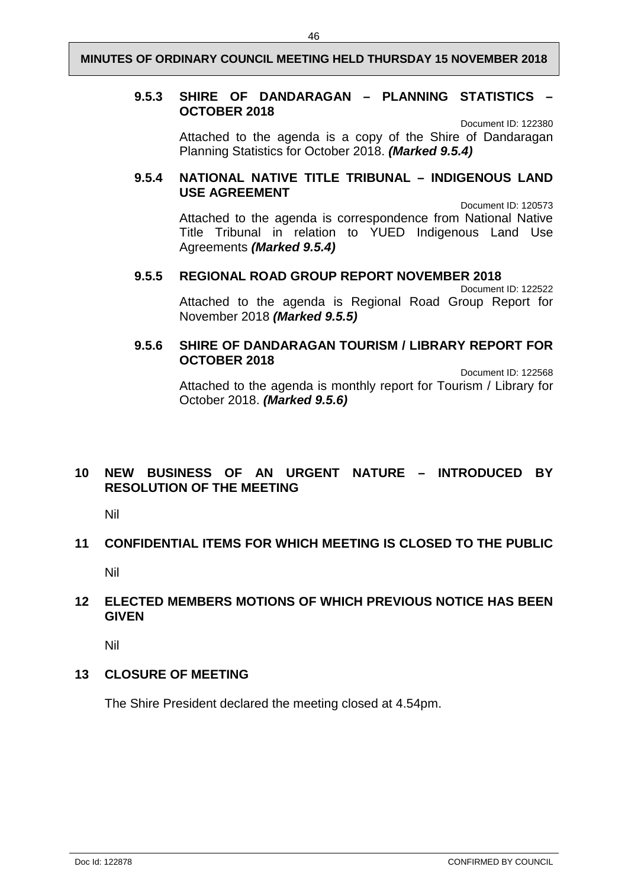### 9.5.3 SHIRE OF DANDARAGAN – PLANNING STATISTICS – OCTOBER 2018

Document ID: 122380

Attached to the agenda is a copy of the Shire of Dandaragan Planning Statistics for October 2018. ***(Marked 9.5.4)***

### 9.5.4 NATIONAL NATIVE TITLE TRIBUNAL – INDIGENOUS LAND USE AGREEMENT

Document ID: 120573

Attached to the agenda is correspondence from National Native Title Tribunal in relation to YUED Indigenous Land Use Agreements ***(Marked 9.5.4)***

### 9.5.5 REGIONAL ROAD GROUP REPORT NOVEMBER 2018

Document ID: 122522

Attached to the agenda is Regional Road Group Report for November 2018 ***(Marked 9.5.5)***

### 9.5.6 SHIRE OF DANDARAGAN TOURISM / LIBRARY REPORT FOR OCTOBER 2018

Document ID: 122568

Attached to the agenda is monthly report for Tourism / Library for October 2018. ***(Marked 9.5.6)***

## 10 NEW BUSINESS OF AN URGENT NATURE – INTRODUCED BY RESOLUTION OF THE MEETING

Nil

## 11 CONFIDENTIAL ITEMS FOR WHICH MEETING IS CLOSED TO THE PUBLIC

Nil

## 12 ELECTED MEMBERS MOTIONS OF WHICH PREVIOUS NOTICE HAS BEEN GIVEN

Nil

## 13 CLOSURE OF MEETING

The Shire President declared the meeting closed at 4.54pm.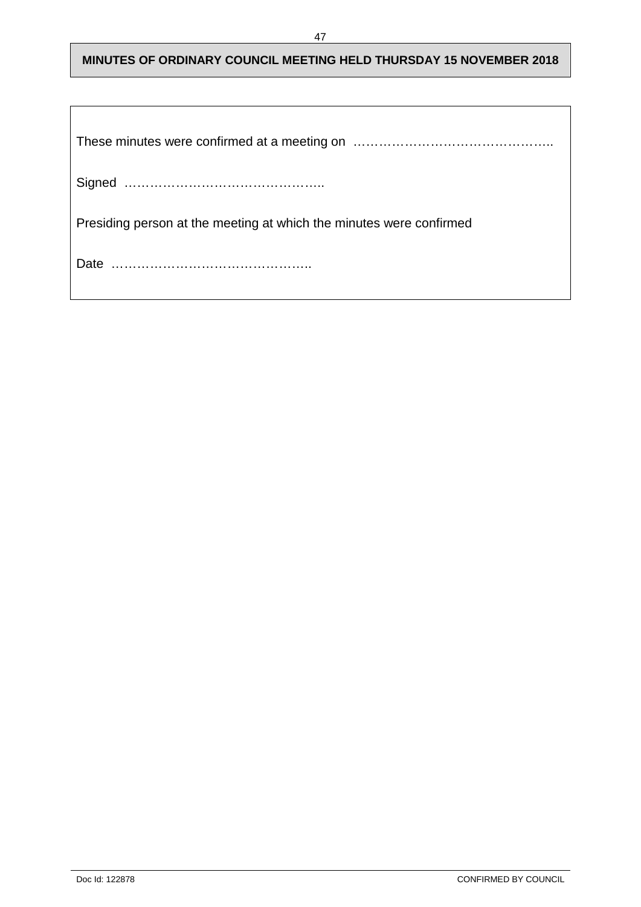These minutes were confirmed at a meeting on ………………………………………..

Signed ………………………………………..

Presiding person at the meeting at which the minutes were confirmed

Date ………………………………………..